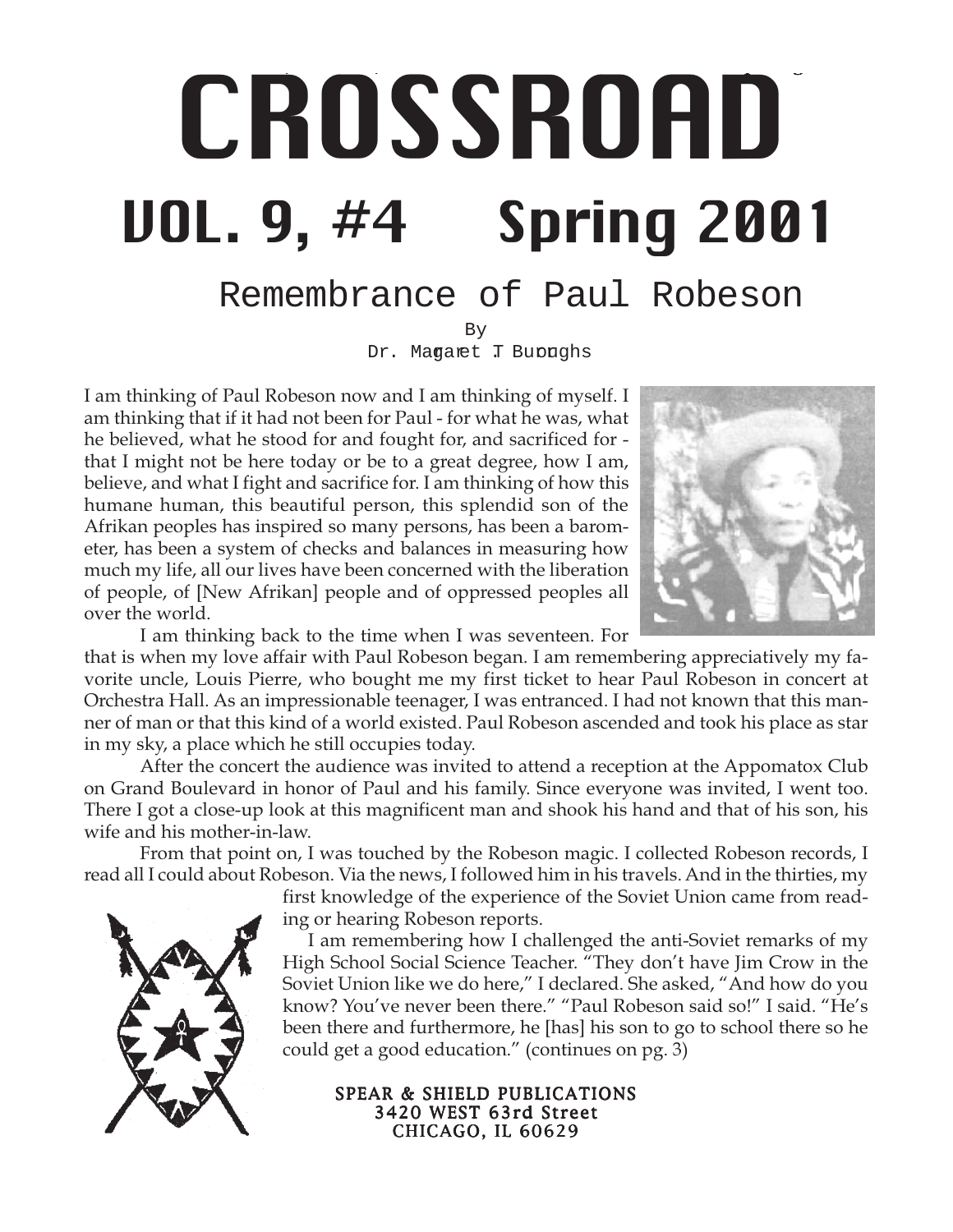# CROSSROAD

# VOL. 9, #4 Spring 2001

## Remembrance of Paul Robeson

By
Dr. Margaret T. Burroughs

I am thinking of Paul Robeson now and I am thinking of myself. I am thinking that if it had not been for Paul - for what he was, what he believed, what he stood for and fought for, and sacrificed for - that I might not be here today or be to a great degree, how I am, believe, and what I fight and sacrifice for. I am thinking of how this humane human, this beautiful person, this splendid son of the Afrikan peoples has inspired so many persons, has been a barometer, has been a system of checks and balances in measuring how much my life, all our lives have been concerned with the liberation of people, of [New Afrikan] people and of oppressed peoples all over the world.

I am thinking back to the time when I was seventeen. For that is when my love affair with Paul Robeson began. I am remembering appreciatively my favorite uncle, Louis Pierre, who bought me my first ticket to hear Paul Robeson in concert at Orchestra Hall. As an impressionable teenager, I was entranced. I had not known that this manner of man or that this kind of a world existed. Paul Robeson ascended and took his place as star in my sky, a place which he still occupies today.

After the concert the audience was invited to attend a reception at the Appomatox Club on Grand Boulevard in honor of Paul and his family. Since everyone was invited, I went too. There I got a close-up look at this magnificent man and shook his hand and that of his son, his wife and his mother-in-law.

From that point on, I was touched by the Robeson magic. I collected Robeson records, I read all I could about Robeson. Via the news, I followed him in his travels. And in the thirties, my first knowledge of the experience of the Soviet Union came from reading or hearing Robeson reports.

I am remembering how I challenged the anti-Soviet remarks of my High School Social Science Teacher. "They don't have Jim Crow in the Soviet Union like we do here," I declared. She asked, "And how do you know? You've never been there." "Paul Robeson said so!" I said. "He's been there and furthermore, he [has] his son to go to school there so he could get a good education." (continues on pg. 3)

SPEAR & SHIELD PUBLICATIONS
3420 WEST 63rd Street
CHICAGO, IL 60629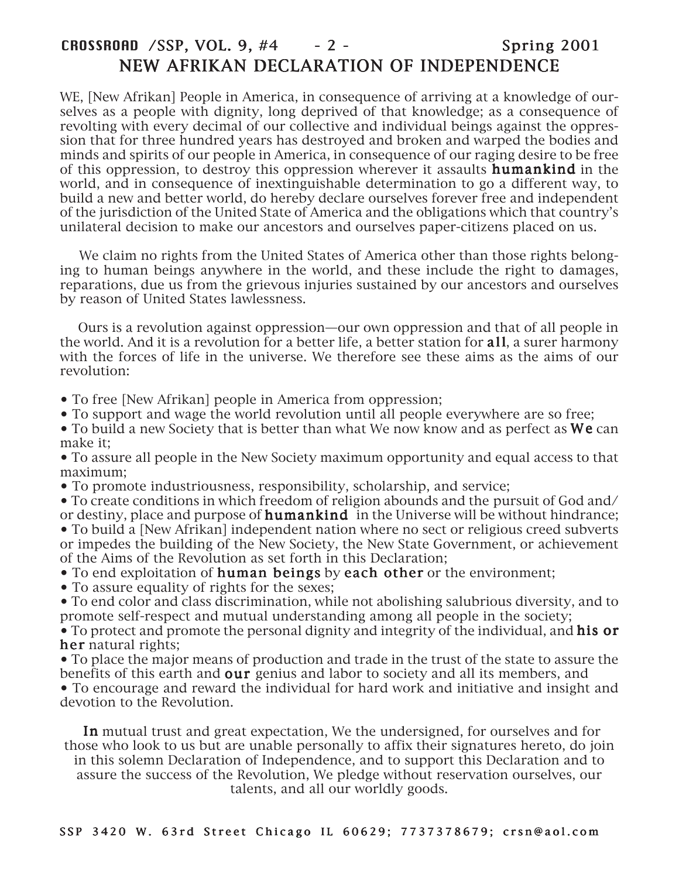# NEW AFRIKAN DECLARATION OF INDEPENDENCE

WE, [New Afrikan] People in America, in consequence of arriving at a knowledge of ourselves as a people with dignity, long deprived of that knowledge; as a consequence of revolting with every decimal of our collective and individual beings against the oppression that for three hundred years has destroyed and broken and warped the bodies and minds and spirits of our people in America, in consequence of our raging desire to be free of this oppression, to destroy this oppression wherever it assaults **humankind** in the world, and in consequence of inextinguishable determination to go a different way, to build a new and better world, do hereby declare ourselves forever free and independent of the jurisdiction of the United State of America and the obligations which that country's unilateral decision to make our ancestors and ourselves paper-citizens placed on us.

We claim no rights from the United States of America other than those rights belonging to human beings anywhere in the world, and these include the right to damages, reparations, due us from the grievous injuries sustained by our ancestors and ourselves by reason of United States lawlessness.

Ours is a revolution against oppression—our own oppression and that of all people in the world. And it is a revolution for a better life, a better station for **all**, a surer harmony with the forces of life in the universe. We therefore see these aims as the aims of our revolution:

- To free [New Afrikan] people in America from oppression;
- To support and wage the world revolution until all people everywhere are so free;
- To build a new Society that is better than what We now know and as perfect as **We** can make it;
- To assure all people in the New Society maximum opportunity and equal access to that maximum;
- To promote industriousness, responsibility, scholarship, and service;
- To create conditions in which freedom of religion abounds and the pursuit of God and/or destiny, place and purpose of **humankind** in the Universe will be without hindrance;
- To build a [New Afrikan] independent nation where no sect or religious creed subverts or impedes the building of the New Society, the New State Government, or achievement of the Aims of the Revolution as set forth in this Declaration;
- To end exploitation of **human beings** by **each other** or the environment;
- To assure equality of rights for the sexes;
- To end color and class discrimination, while not abolishing salubrious diversity, and to promote self-respect and mutual understanding among all people in the society;
- To protect and promote the personal dignity and integrity of the individual, and **his or her** natural rights;
- To place the major means of production and trade in the trust of the state to assure the benefits of this earth and **our** genius and labor to society and all its members, and
- To encourage and reward the individual for hard work and initiative and insight and devotion to the Revolution.

**In** mutual trust and great expectation, We the undersigned, for ourselves and for those who look to us but are unable personally to affix their signatures hereto, do join in this solemn Declaration of Independence, and to support this Declaration and to assure the success of the Revolution, We pledge without reservation ourselves, our talents, and all our worldly goods.

SSP 3420 W. 63rd Street Chicago IL 60629; 7737378679; crsn@aol.com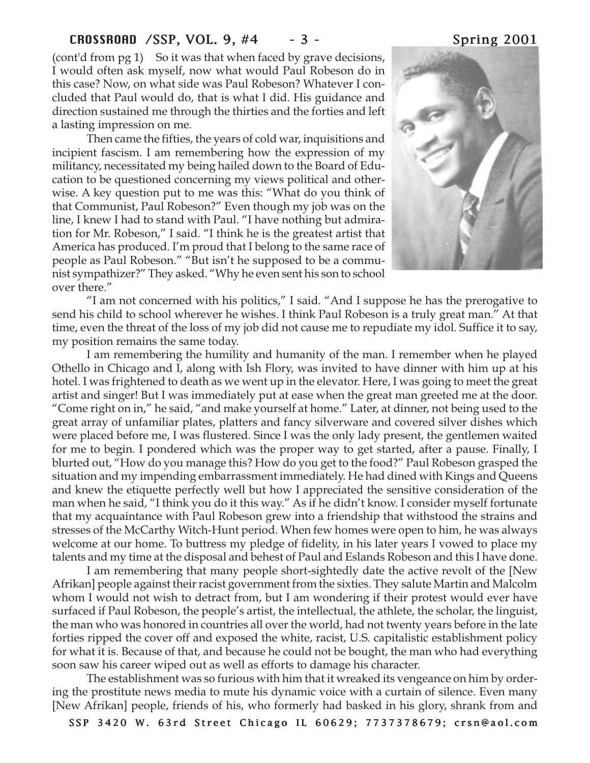(cont'd from pg 1) So it was that when faced by grave decisions, I would often ask myself, now what would Paul Robeson do in this case? Now, on what side was Paul Robeson? Whatever I concluded that Paul would do, that is what I did. His guidance and direction sustained me through the thirties and the forties and left a lasting impression on me.

Then came the fifties, the years of cold war, inquisitions and incipient fascism. I am remembering how the expression of my militancy, necessitated my being hailed down to the Board of Education to be questioned concerning my views political and otherwise. A key question put to me was this: "What do you think of that Communist, Paul Robeson?" Even though my job was on the line, I knew I had to stand with Paul. "I have nothing but admiration for Mr. Robeson," I said. "I think he is the greatest artist that America has produced. I'm proud that I belong to the same race of people as Paul Robeson." "But isn't he supposed to be a communist sympathizer?" They asked. "Why he even sent his son to school over there."

"I am not concerned with his politics," I said. "And I suppose he has the prerogative to send his child to school wherever he wishes. I think Paul Robeson is a truly great man." At that time, even the threat of the loss of my job did not cause me to repudiate my idol. Suffice it to say, my position remains the same today.

I am remembering the humility and humanity of the man. I remember when he played Othello in Chicago and I, along with Ish Flory, was invited to have dinner with him up at his hotel. I was frightened to death as we went up in the elevator. Here, I was going to meet the great artist and singer! But I was immediately put at ease when the great man greeted me at the door. "Come right on in," he said, "and make yourself at home." Later, at dinner, not being used to the great array of unfamiliar plates, platters and fancy silverware and covered silver dishes which were placed before me, I was flustered. Since I was the only lady present, the gentlemen waited for me to begin. I pondered which was the proper way to get started, after a pause. Finally, I blurted out, "How do you manage this? How do you get to the food?" Paul Robeson grasped the situation and my impending embarrassment immediately. He had dined with Kings and Queens and knew the etiquette perfectly well but how I appreciated the sensitive consideration of the man when he said, "I think you do it this way." As if he didn't know. I consider myself fortunate that my acquaintance with Paul Robeson grew into a friendship that withstood the strains and stresses of the McCarthy Witch-Hunt period. When few homes were open to him, he was always welcome at our home. To buttress my pledge of fidelity, in his later years I vowed to place my talents and my time at the disposal and behest of Paul and Eslands Robeson and this I have done.

I am remembering that many people short-sightedly date the active revolt of the [New Afrikan] people against their racist government from the sixties. They salute Martin and Malcolm whom I would not wish to detract from, but I am wondering if their protest would ever have surfaced if Paul Robeson, the people's artist, the intellectual, the athlete, the scholar, the linguist, the man who was honored in countries all over the world, had not twenty years before in the late forties ripped the cover off and exposed the white, racist, U.S. capitalistic establishment policy for what it is. Because of that, and because he could not be bought, the man who had everything soon saw his career wiped out as well as efforts to damage his character.

The establishment was so furious with him that it wreaked its vengeance on him by ordering the prostitute news media to mute his dynamic voice with a curtain of silence. Even many [New Afrikan] people, friends of his, who formerly had basked in his glory, shrank from and

SSP 3420 W. 63rd Street Chicago IL 60629; 7737378679; crsn@aol.com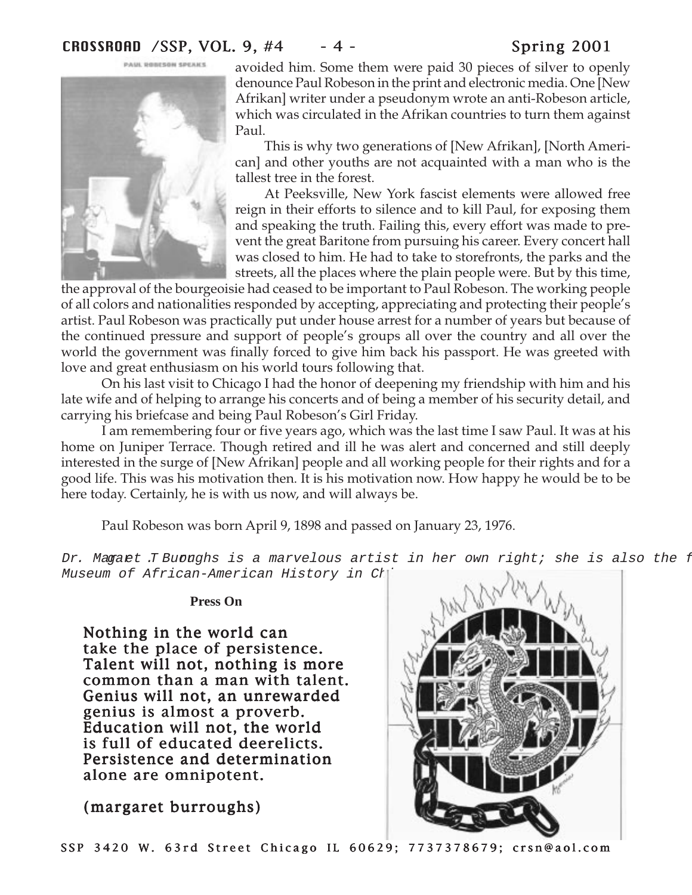avoided him. Some them were paid 30 pieces of silver to openly denounce Paul Robeson in the print and electronic media. One [New Afrikan] writer under a pseudonym wrote an anti-Robeson article, which was circulated in the Afrikan countries to turn them against Paul.

This is why two generations of [New Afrikan], [North American] and other youths are not acquainted with a man who is the tallest tree in the forest.

At Peeksville, New York fascist elements were allowed free reign in their efforts to silence and to kill Paul, for exposing them and speaking the truth. Failing this, every effort was made to prevent the great Baritone from pursuing his career. Every concert hall was closed to him. He had to take to storefronts, the parks and the streets, all the places where the plain people were. But by this time, the approval of the bourgeoisie had ceased to be important to Paul Robeson. The working people of all colors and nationalities responded by accepting, appreciating and protecting their people's artist. Paul Robeson was practically put under house arrest for a number of years but because of the continued pressure and support of people's groups all over the country and all over the world the government was finally forced to give him back his passport. He was greeted with love and great enthusiasm on his world tours following that.

On his last visit to Chicago I had the honor of deepening my friendship with him and his late wife and of helping to arrange his concerts and of being a member of his security detail, and carrying his briefcase and being Paul Robeson's Girl Friday.

I am remembering four or five years ago, which was the last time I saw Paul. It was at his home on Juniper Terrace. Though retired and ill he was alert and concerned and still deeply interested in the surge of [New Afrikan] people and all working people for their rights and for a good life. This was his motivation then. It is his motivation now. How happy he would be to be here today. Certainly, he is with us now, and will always be.

Paul Robeson was born April 9, 1898 and passed on January 23, 1976.

*Dr. Margaret T. Burroughs is a marvelous artist in her own right; she is also the f Museum of African-American History in Ch*

**Press On**

**Nothing in the world can take the place of persistence. Talent will not, nothing is more common than a man with talent. Genius will not, an unrewarded genius is almost a proverb. Education will not, the world is full of educated deerelicts. Persistence and determination alone are omnipotent.**

**(margaret burroughs)**

SSP 3420 W. 63rd Street Chicago IL 60629; 7737378679; crsn@aol.com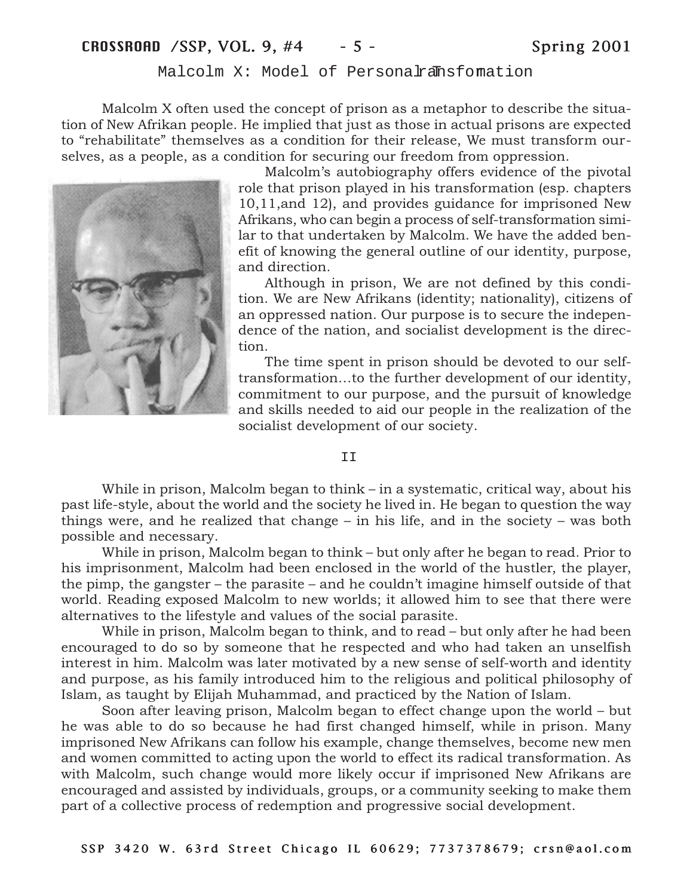## Malcolm X: Model of Personal Transformation

Malcolm X often used the concept of prison as a metaphor to describe the situation of New Afrikan people. He implied that just as those in actual prisons are expected to "rehabilitate" themselves as a condition for their release, We must transform ourselves, as a people, as a condition for securing our freedom from oppression.

Malcolm's autobiography offers evidence of the pivotal role that prison played in his transformation (esp. chapters 10,11,and 12), and provides guidance for imprisoned New Afrikans, who can begin a process of self-transformation similar to that undertaken by Malcolm. We have the added benefit of knowing the general outline of our identity, purpose, and direction.

Although in prison, We are not defined by this condition. We are New Afrikans (identity; nationality), citizens of an oppressed nation. Our purpose is to secure the independence of the nation, and socialist development is the direction.

The time spent in prison should be devoted to our self-transformation…to the further development of our identity, commitment to our purpose, and the pursuit of knowledge and skills needed to aid our people in the realization of the socialist development of our society.

II

While in prison, Malcolm began to think – in a systematic, critical way, about his past life-style, about the world and the society he lived in. He began to question the way things were, and he realized that change – in his life, and in the society – was both possible and necessary.

While in prison, Malcolm began to think – but only after he began to read. Prior to his imprisonment, Malcolm had been enclosed in the world of the hustler, the player, the pimp, the gangster – the parasite – and he couldn't imagine himself outside of that world. Reading exposed Malcolm to new worlds; it allowed him to see that there were alternatives to the lifestyle and values of the social parasite.

While in prison, Malcolm began to think, and to read – but only after he had been encouraged to do so by someone that he respected and who had taken an unselfish interest in him. Malcolm was later motivated by a new sense of self-worth and identity and purpose, as his family introduced him to the religious and political philosophy of Islam, as taught by Elijah Muhammad, and practiced by the Nation of Islam.

Soon after leaving prison, Malcolm began to effect change upon the world – but he was able to do so because he had first changed himself, while in prison. Many imprisoned New Afrikans can follow his example, change themselves, become new men and women committed to acting upon the world to effect its radical transformation. As with Malcolm, such change would more likely occur if imprisoned New Afrikans are encouraged and assisted by individuals, groups, or a community seeking to make them part of a collective process of redemption and progressive social development.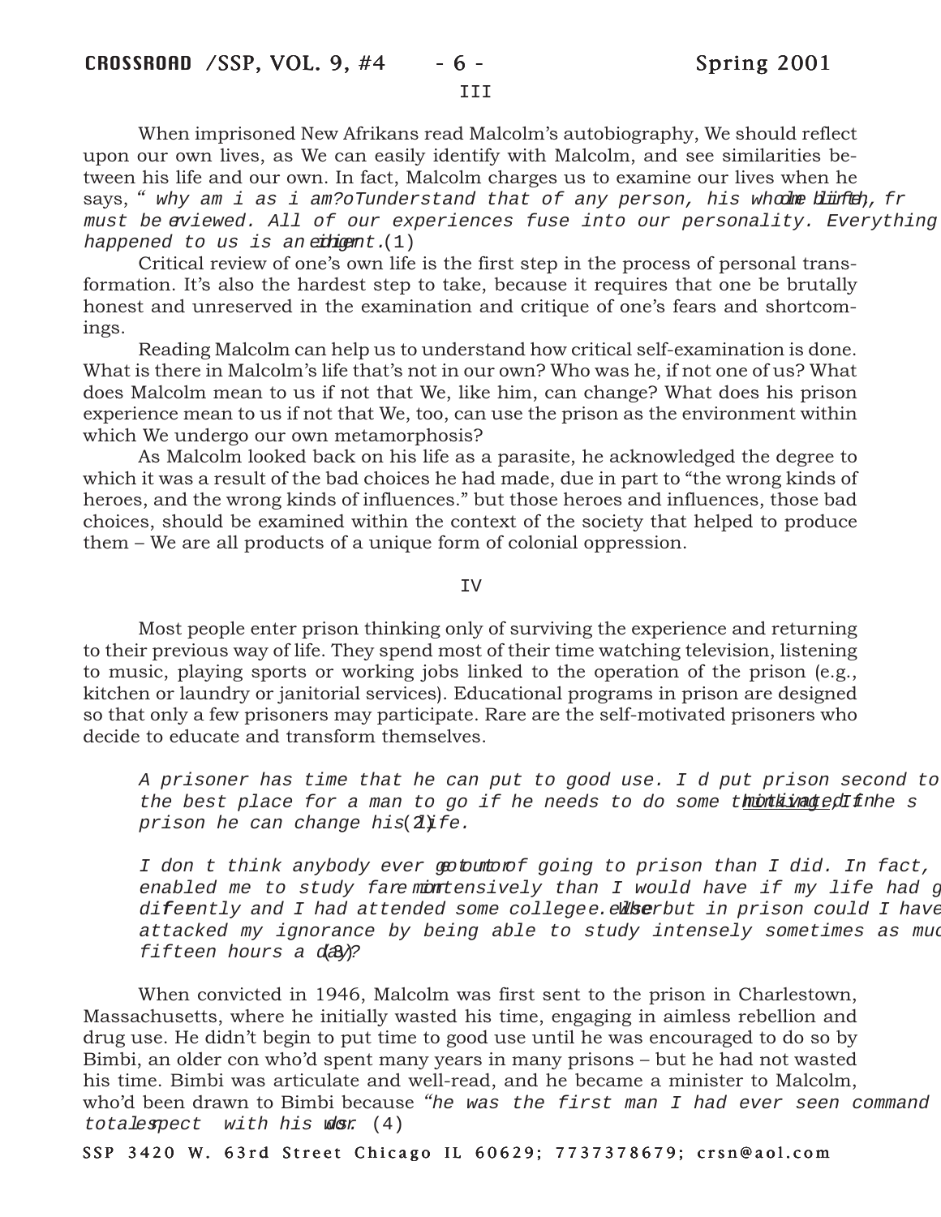III

When imprisoned New Afrikans read Malcolm's autobiography, We should reflect upon our own lives, as We can easily identify with Malcolm, and see similarities between his life and our own. In fact, Malcolm charges us to examine our lives when he says, *" why am i as i am? To understand that of any person, his whole life, from birth, must be reviewed. All of our experiences fuse into our personality. Everything happened to us is an ingredient.* (1)

Critical review of one's own life is the first step in the process of personal transformation. It's also the hardest step to take, because it requires that one be brutally honest and unreserved in the examination and critique of one's fears and shortcomings.

Reading Malcolm can help us to understand how critical self-examination is done. What is there in Malcolm's life that's not in our own? Who was he, if not one of us? What does Malcolm mean to us if not that We, like him, can change? What does his prison experience mean to us if not that We, too, can use the prison as the environment within which We undergo our own metamorphosis?

As Malcolm looked back on his life as a parasite, he acknowledged the degree to which it was a result of the bad choices he had made, due in part to "the wrong kinds of heroes, and the wrong kinds of influences." but those heroes and influences, those bad choices, should be examined within the context of the society that helped to produce them – We are all products of a unique form of colonial oppression.

IV

Most people enter prison thinking only of surviving the experience and returning to their previous way of life. They spend most of their time watching television, listening to music, playing sports or working jobs linked to the operation of the prison (e.g., kitchen or laundry or janitorial services). Educational programs in prison are designed so that only a few prisoners may participate. Rare are the self-motivated prisoners who decide to educate and transform themselves.

> *A prisoner has time that he can put to good use. I d put prison second to the best place for a man to go if he needs to do some thinking. If he s motivated, in prison he can change his life.* (2)
>
> *I don t think anybody ever got more out of going to prison than I did. In fact, enabled me to study far more intensively than I would have if my life had gone differently and I had attended some college. Where else but in prison could I have attacked my ignorance by being able to study intensely sometimes as much as fifteen hours a day?* (3)

When convicted in 1946, Malcolm was first sent to the prison in Charlestown, Massachusetts, where he initially wasted his time, engaging in aimless rebellion and drug use. He didn't begin to put time to good use until he was encouraged to do so by Bimbi, an older con who'd spent many years in many prisons – but he had not wasted his time. Bimbi was articulate and well-read, and he became a minister to Malcolm, who'd been drawn to Bimbi because *"he was the first man I had ever seen command total respect with his words.* (4)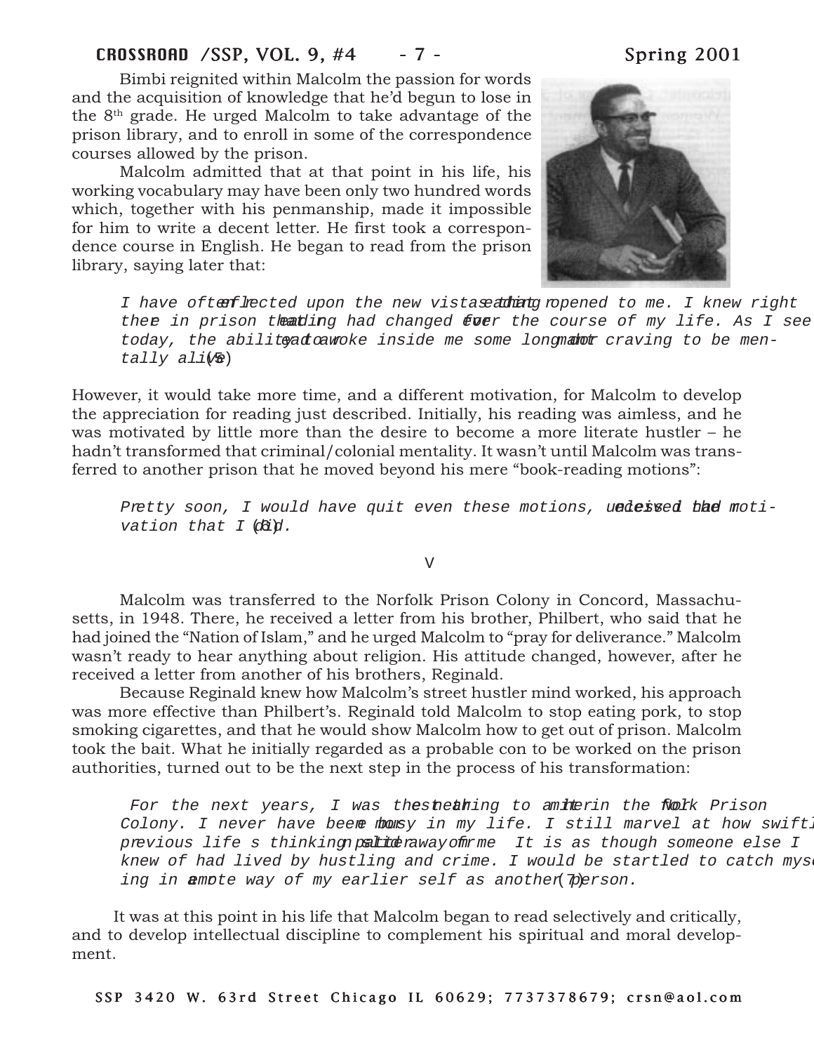Bimbi reignited within Malcolm the passion for words and the acquisition of knowledge that he'd begun to lose in the 8th grade. He urged Malcolm to take advantage of the prison library, and to enroll in some of the correspondence courses allowed by the prison.

Malcolm admitted that at that point in his life, his working vocabulary may have been only two hundred words which, together with his penmanship, made it impossible for him to write a decent letter. He first took a correspondence course in English. He began to read from the prison library, saying later that:

> *I have often reflected upon the new vistas that reading opened to me. I knew right there in prison that reading had changed forever the course of my life. As I see today, the ability to read awoke inside me some long dormant craving to be mentally alive* (5)

However, it would take more time, and a different motivation, for Malcolm to develop the appreciation for reading just described. Initially, his reading was aimless, and he was motivated by little more than the desire to become a more literate hustler – he hadn't transformed that criminal/colonial mentality. It wasn't until Malcolm was transferred to another prison that he moved beyond his mere "book-reading motions":

> *Pretty soon, I would have quit even these motions, unless I had received the motivation that I did.* (6)

V

Malcolm was transferred to the Norfolk Prison Colony in Concord, Massachusetts, in 1948. There, he received a letter from his brother, Philbert, who said that he had joined the "Nation of Islam," and he urged Malcolm to "pray for deliverance." Malcolm wasn't ready to hear anything about religion. His attitude changed, however, after he received a letter from another of his brothers, Reginald.

Because Reginald knew how Malcolm's street hustler mind worked, his approach was more effective than Philbert's. Reginald told Malcolm to stop eating pork, to stop smoking cigarettes, and that he would show Malcolm how to get out of prison. Malcolm took the bait. What he initially regarded as a probable con to be worked on the prison authorities, turned out to be the next step in the process of his transformation:

> *For the next years, I was the nearest thing to a hermit in the Norfolk Prison Colony. I never have been more busy in my life. I still marvel at how swiftly my previous life's thinking pattern slid away from me. It is as though someone else I knew of had lived by hustling and crime. I would be startled to catch myself thinking in a remote way of my earlier self as another person.* (7)

It was at this point in his life that Malcolm began to read selectively and critically, and to develop intellectual discipline to complement his spiritual and moral development.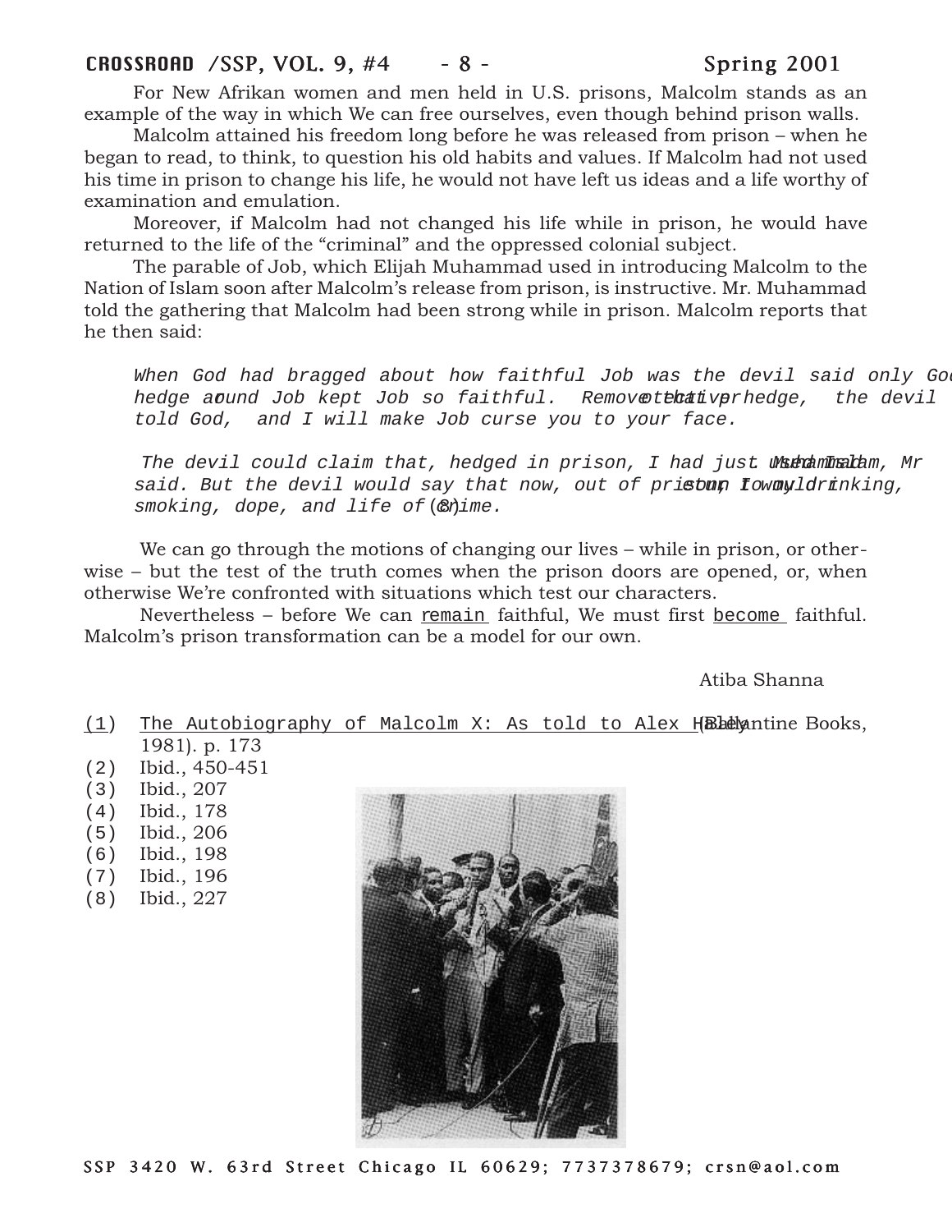For New Afrikan women and men held in U.S. prisons, Malcolm stands as an example of the way in which We can free ourselves, even though behind prison walls.

Malcolm attained his freedom long before he was released from prison – when he began to read, to think, to question his old habits and values. If Malcolm had not used his time in prison to change his life, he would not have left us ideas and a life worthy of examination and emulation.

Moreover, if Malcolm had not changed his life while in prison, he would have returned to the life of the "criminal" and the oppressed colonial subject.

The parable of Job, which Elijah Muhammad used in introducing Malcolm to the Nation of Islam soon after Malcolm's release from prison, is instructive. Mr. Muhammad told the gathering that Malcolm had been strong while in prison. Malcolm reports that he then said:

> *When God had bragged about how faithful Job was the devil said only God's protective hedge around Job kept Job so faithful. Remove that protective hedge, the devil told God, and I will make Job curse you to your face.*
>
> *The devil could claim that, hedged in prison, I had just used Islam, Mr. Muhammad said. But the devil would say that now, out of prison, I would return to my drinking, smoking, dope, and life of crime.* (8)

We can go through the motions of changing our lives – while in prison, or otherwise – but the test of the truth comes when the prison doors are opened, or, when otherwise We're confronted with situations which test our characters.

Nevertheless – before We can remain faithful, We must first become faithful. Malcolm's prison transformation can be a model for our own.

Atiba Shanna

(1) The Autobiography of Malcolm X: As told to Alex Haley (Ballantine Books, 1981). p. 173
(2) Ibid., 450-451
(3) Ibid., 207
(4) Ibid., 178
(5) Ibid., 206
(6) Ibid., 198
(7) Ibid., 196
(8) Ibid., 227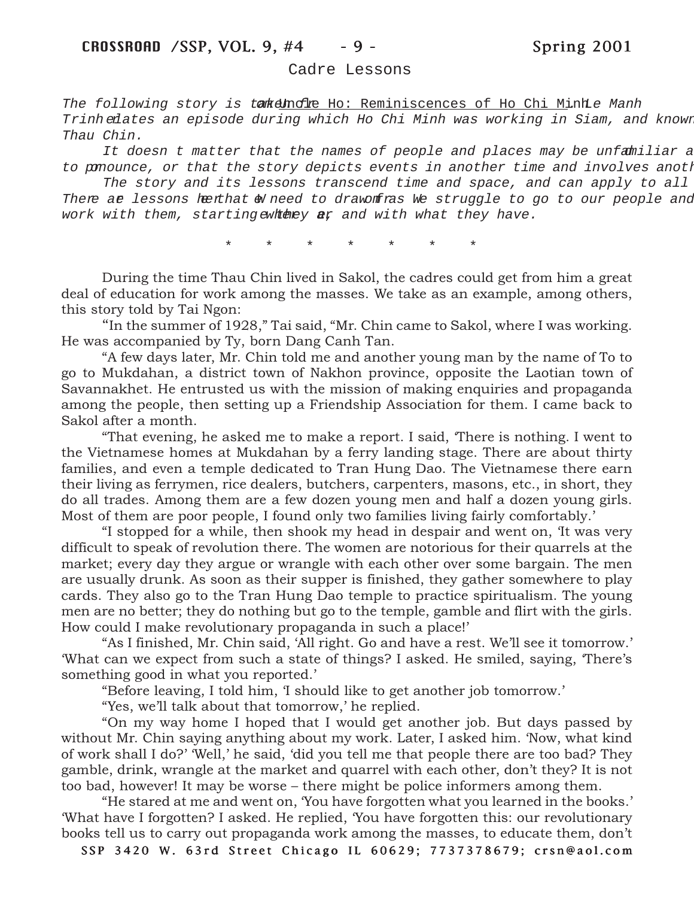## Cadre Lessons

*The following story is taken from* Uncle Ho: Reminiscences of Ho Chi Minh*. Le Manh Trinh relates an episode during which Ho Chi Minh was working in Siam, and known as Thau Chin.*

*It doesn t matter that the names of people and places may be unfamiliar and hard to pronounce, or that the story depicts events in another time and involves another culture.*

*The story and its lessons transcend time and space, and can apply to all of us. There are lessons here that we need to draw from as We struggle to go to our people and work with them, starting where they are, and with what they have.*

\* \* \* \* \* \* \*

During the time Thau Chin lived in Sakol, the cadres could get from him a great deal of education for work among the masses. We take as an example, among others, this story told by Tai Ngon:

"In the summer of 1928," Tai said, "Mr. Chin came to Sakol, where I was working. He was accompanied by Ty, born Dang Canh Tan.

"A few days later, Mr. Chin told me and another young man by the name of To to go to Mukdahan, a district town of Nakhon province, opposite the Laotian town of Savannakhet. He entrusted us with the mission of making enquiries and propaganda among the people, then setting up a Friendship Association for them. I came back to Sakol after a month.

"That evening, he asked me to make a report. I said, 'There is nothing. I went to the Vietnamese homes at Mukdahan by a ferry landing stage. There are about thirty families, and even a temple dedicated to Tran Hung Dao. The Vietnamese there earn their living as ferrymen, rice dealers, butchers, carpenters, masons, etc., in short, they do all trades. Among them are a few dozen young men and half a dozen young girls. Most of them are poor people, I found only two families living fairly comfortably.'

"I stopped for a while, then shook my head in despair and went on, 'It was very difficult to speak of revolution there. The women are notorious for their quarrels at the market; every day they argue or wrangle with each other over some bargain. The men are usually drunk. As soon as their supper is finished, they gather somewhere to play cards. They also go to the Tran Hung Dao temple to practice spiritualism. The young men are no better; they do nothing but go to the temple, gamble and flirt with the girls. How could I make revolutionary propaganda in such a place!'

"As I finished, Mr. Chin said, 'All right. Go and have a rest. We'll see it tomorrow.' 'What can we expect from such a state of things? I asked. He smiled, saying, 'There's something good in what you reported.'

"Before leaving, I told him, 'I should like to get another job tomorrow.'

"Yes, we'll talk about that tomorrow,' he replied.

"On my way home I hoped that I would get another job. But days passed by without Mr. Chin saying anything about my work. Later, I asked him. 'Now, what kind of work shall I do?' 'Well,' he said, 'did you tell me that people there are too bad? They gamble, drink, wrangle at the market and quarrel with each other, don't they? It is not too bad, however! It may be worse – there might be police informers among them.

"He stared at me and went on, 'You have forgotten what you learned in the books.' 'What have I forgotten? I asked. He replied, 'You have forgotten this: our revolutionary books tell us to carry out propaganda work among the masses, to educate them, don't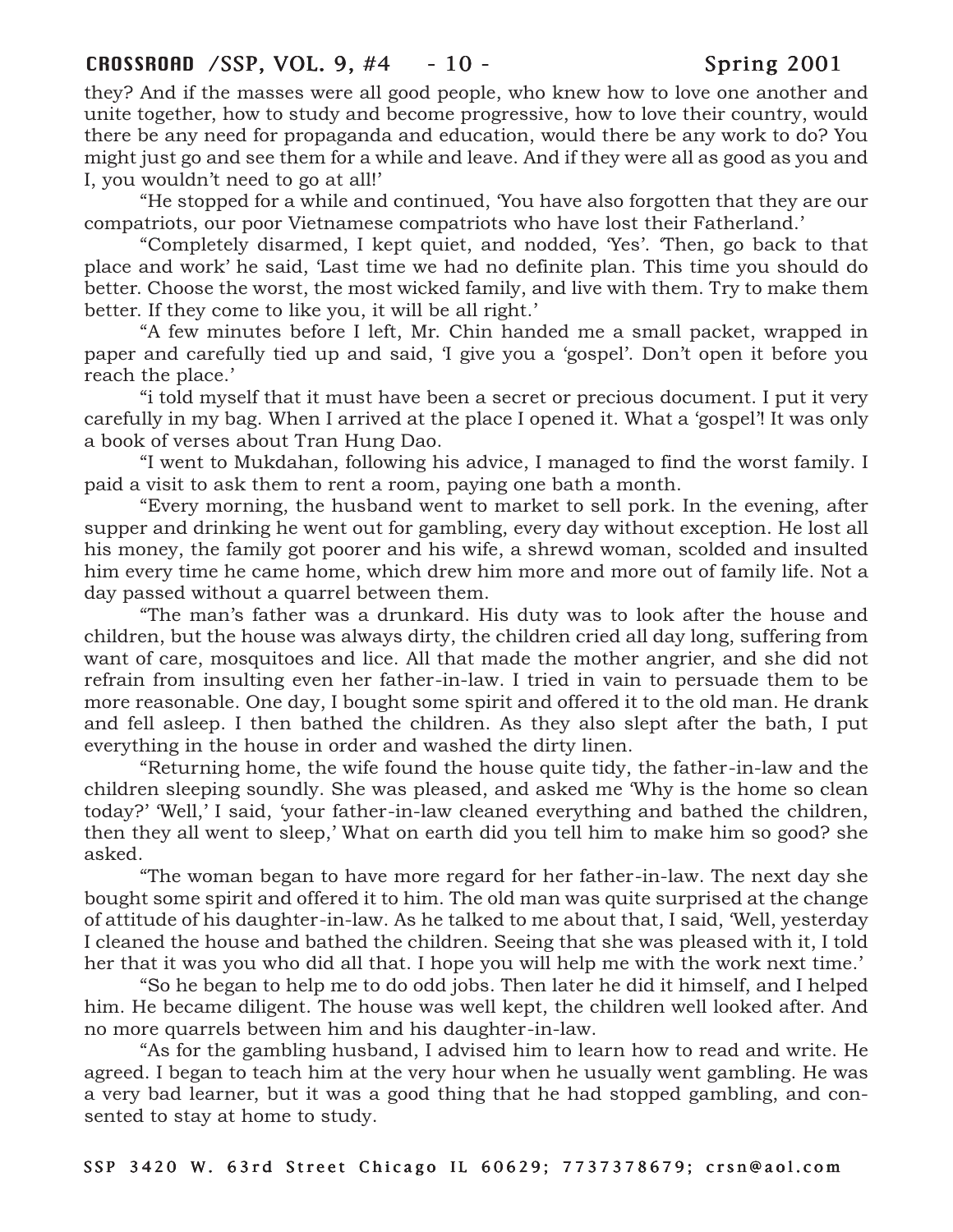they? And if the masses were all good people, who knew how to love one another and unite together, how to study and become progressive, how to love their country, would there be any need for propaganda and education, would there be any work to do? You might just go and see them for a while and leave. And if they were all as good as you and I, you wouldn't need to go at all!'

"He stopped for a while and continued, 'You have also forgotten that they are our compatriots, our poor Vietnamese compatriots who have lost their Fatherland.'

"Completely disarmed, I kept quiet, and nodded, 'Yes'. 'Then, go back to that place and work' he said, 'Last time we had no definite plan. This time you should do better. Choose the worst, the most wicked family, and live with them. Try to make them better. If they come to like you, it will be all right.'

"A few minutes before I left, Mr. Chin handed me a small packet, wrapped in paper and carefully tied up and said, 'I give you a 'gospel'. Don't open it before you reach the place.'

"i told myself that it must have been a secret or precious document. I put it very carefully in my bag. When I arrived at the place I opened it. What a 'gospel'! It was only a book of verses about Tran Hung Dao.

"I went to Mukdahan, following his advice, I managed to find the worst family. I paid a visit to ask them to rent a room, paying one bath a month.

"Every morning, the husband went to market to sell pork. In the evening, after supper and drinking he went out for gambling, every day without exception. He lost all his money, the family got poorer and his wife, a shrewd woman, scolded and insulted him every time he came home, which drew him more and more out of family life. Not a day passed without a quarrel between them.

"The man's father was a drunkard. His duty was to look after the house and children, but the house was always dirty, the children cried all day long, suffering from want of care, mosquitoes and lice. All that made the mother angrier, and she did not refrain from insulting even her father-in-law. I tried in vain to persuade them to be more reasonable. One day, I bought some spirit and offered it to the old man. He drank and fell asleep. I then bathed the children. As they also slept after the bath, I put everything in the house in order and washed the dirty linen.

"Returning home, the wife found the house quite tidy, the father-in-law and the children sleeping soundly. She was pleased, and asked me 'Why is the home so clean today?' 'Well,' I said, 'your father-in-law cleaned everything and bathed the children, then they all went to sleep,' What on earth did you tell him to make him so good? she asked.

"The woman began to have more regard for her father-in-law. The next day she bought some spirit and offered it to him. The old man was quite surprised at the change of attitude of his daughter-in-law. As he talked to me about that, I said, 'Well, yesterday I cleaned the house and bathed the children. Seeing that she was pleased with it, I told her that it was you who did all that. I hope you will help me with the work next time.'

"So he began to help me to do odd jobs. Then later he did it himself, and I helped him. He became diligent. The house was well kept, the children well looked after. And no more quarrels between him and his daughter-in-law.

"As for the gambling husband, I advised him to learn how to read and write. He agreed. I began to teach him at the very hour when he usually went gambling. He was a very bad learner, but it was a good thing that he had stopped gambling, and consented to stay at home to study.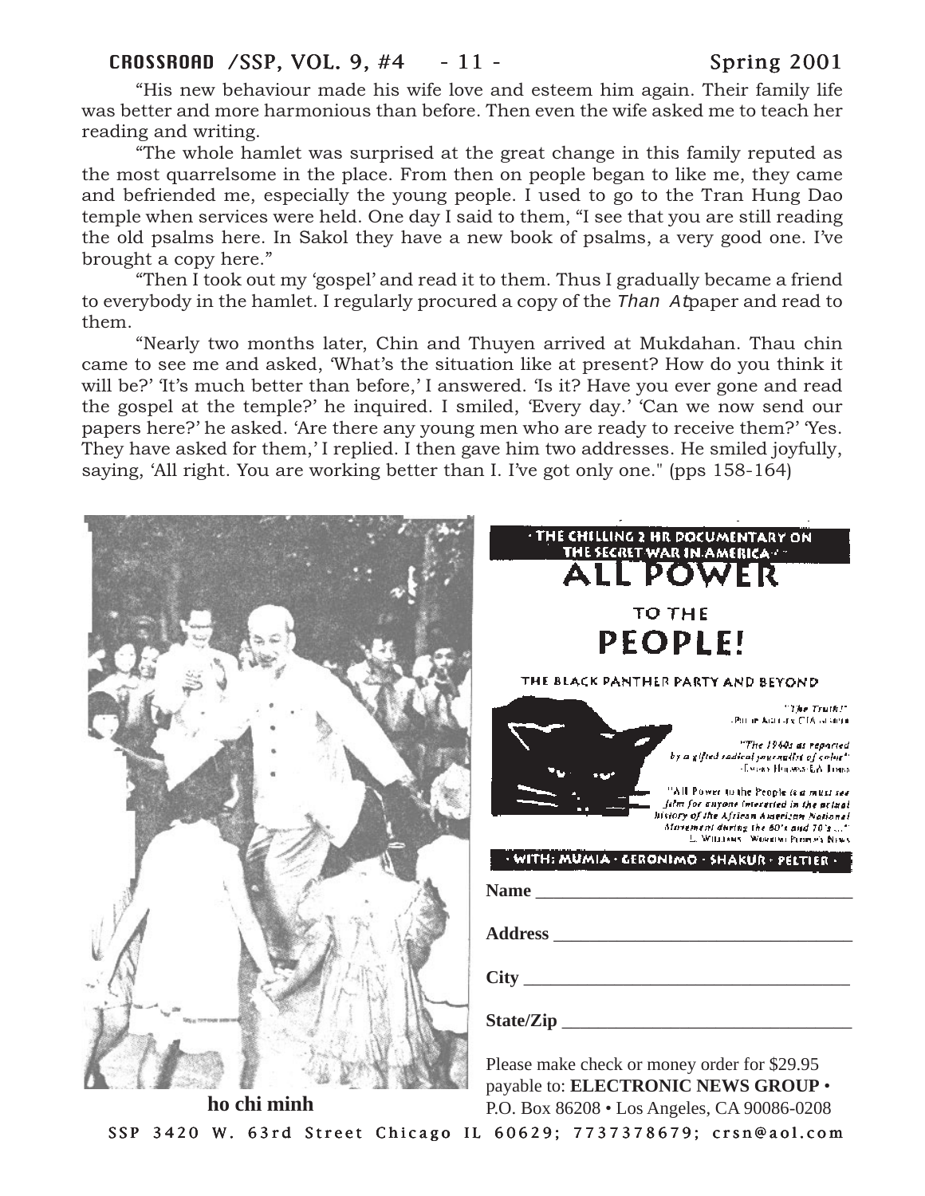"His new behaviour made his wife love and esteem him again. Their family life was better and more harmonious than before. Then even the wife asked me to teach her reading and writing.

"The whole hamlet was surprised at the great change in this family reputed as the most quarrelsome in the place. From then on people began to like me, they came and befriended me, especially the young people. I used to go to the Tran Hung Dao temple when services were held. One day I said to them, "I see that you are still reading the old psalms here. In Sakol they have a new book of psalms, a very good one. I've brought a copy here."

"Then I took out my 'gospel' and read it to them. Thus I gradually became a friend to everybody in the hamlet. I regularly procured a copy of the *Than At* paper and read to them.

"Nearly two months later, Chin and Thuyen arrived at Mukdahan. Thau chin came to see me and asked, 'What's the situation like at present? How do you think it will be?' 'It's much better than before,' I answered. 'Is it? Have you ever gone and read the gospel at the temple?' he inquired. I smiled, 'Every day.' 'Can we now send our papers here?' he asked. 'Are there any young men who are ready to receive them?' 'Yes. They have asked for them,' I replied. I then gave him two addresses. He smiled joyfully, saying, 'All right. You are working better than I. I've got only one." (pps 158-164)

**ho chi minh**

· THE CHILLING 2 HR DOCUMENTARY ON THE SECRET WAR IN AMERICA ·

# ALL POWER TO THE PEOPLE!

THE BLACK PANTHER PARTY AND BEYOND

"The Truth!"
-Philip Agee, ex CIA agent

"The 1960s as reported by a gifted radical journalist of color"
-Evelyn Hughes, LA Times

"All Power to the People is a must see film for anyone interested in the actual history of the African American National Movement during the 60's and 70's ..."
L. Williams, Workers World News

· WITH: MUMIA · GERONIMO · SHAKUR · PELTIER ·

**Name** ________________________________

**Address** ______________________________

**City** _________________________________

**State/Zip** _____________________________

Please make check or money order for $29.95 payable to: **ELECTRONIC NEWS GROUP** • P.O. Box 86208 • Los Angeles, CA 90086-0208

SSP 3420 W. 63rd Street Chicago IL 60629; 7737378679; crsn@aol.com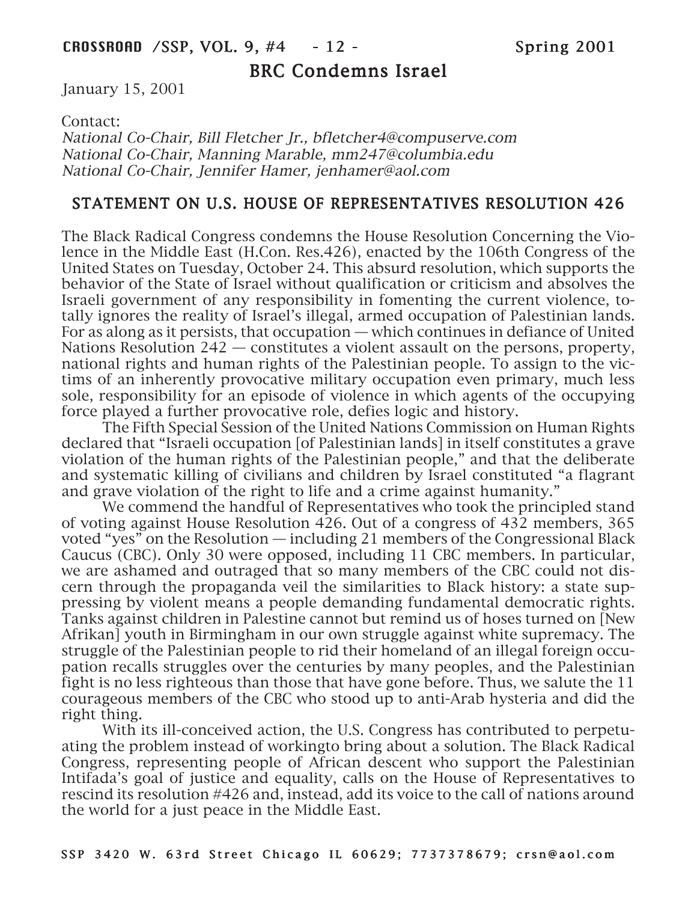## BRC Condemns Israel

January 15, 2001

Contact:
*National Co-Chair, Bill Fletcher Jr., bfletcher4@compuserve.com*
*National Co-Chair, Manning Marable, mm247@columbia.edu*
*National Co-Chair, Jennifer Hamer, jenhamer@aol.com*

### STATEMENT ON U.S. HOUSE OF REPRESENTATIVES RESOLUTION 426

The Black Radical Congress condemns the House Resolution Concerning the Violence in the Middle East (H.Con. Res.426), enacted by the 106th Congress of the United States on Tuesday, October 24. This absurd resolution, which supports the behavior of the State of Israel without qualification or criticism and absolves the Israeli government of any responsibility in fomenting the current violence, totally ignores the reality of Israel's illegal, armed occupation of Palestinian lands. For as along as it persists, that occupation — which continues in defiance of United Nations Resolution 242 — constitutes a violent assault on the persons, property, national rights and human rights of the Palestinian people. To assign to the victims of an inherently provocative military occupation even primary, much less sole, responsibility for an episode of violence in which agents of the occupying force played a further provocative role, defies logic and history.

The Fifth Special Session of the United Nations Commission on Human Rights declared that "Israeli occupation [of Palestinian lands] in itself constitutes a grave violation of the human rights of the Palestinian people," and that the deliberate and systematic killing of civilians and children by Israel constituted "a flagrant and grave violation of the right to life and a crime against humanity."

We commend the handful of Representatives who took the principled stand of voting against House Resolution 426. Out of a congress of 432 members, 365 voted "yes" on the Resolution — including 21 members of the Congressional Black Caucus (CBC). Only 30 were opposed, including 11 CBC members. In particular, we are ashamed and outraged that so many members of the CBC could not discern through the propaganda veil the similarities to Black history: a state suppressing by violent means a people demanding fundamental democratic rights. Tanks against children in Palestine cannot but remind us of hoses turned on [New Afrikan] youth in Birmingham in our own struggle against white supremacy. The struggle of the Palestinian people to rid their homeland of an illegal foreign occupation recalls struggles over the centuries by many peoples, and the Palestinian fight is no less righteous than those that have gone before. Thus, we salute the 11 courageous members of the CBC who stood up to anti-Arab hysteria and did the right thing.

With its ill-conceived action, the U.S. Congress has contributed to perpetuating the problem instead of workingto bring about a solution. The Black Radical Congress, representing people of African descent who support the Palestinian Intifada's goal of justice and equality, calls on the House of Representatives to rescind its resolution #426 and, instead, add its voice to the call of nations around the world for a just peace in the Middle East.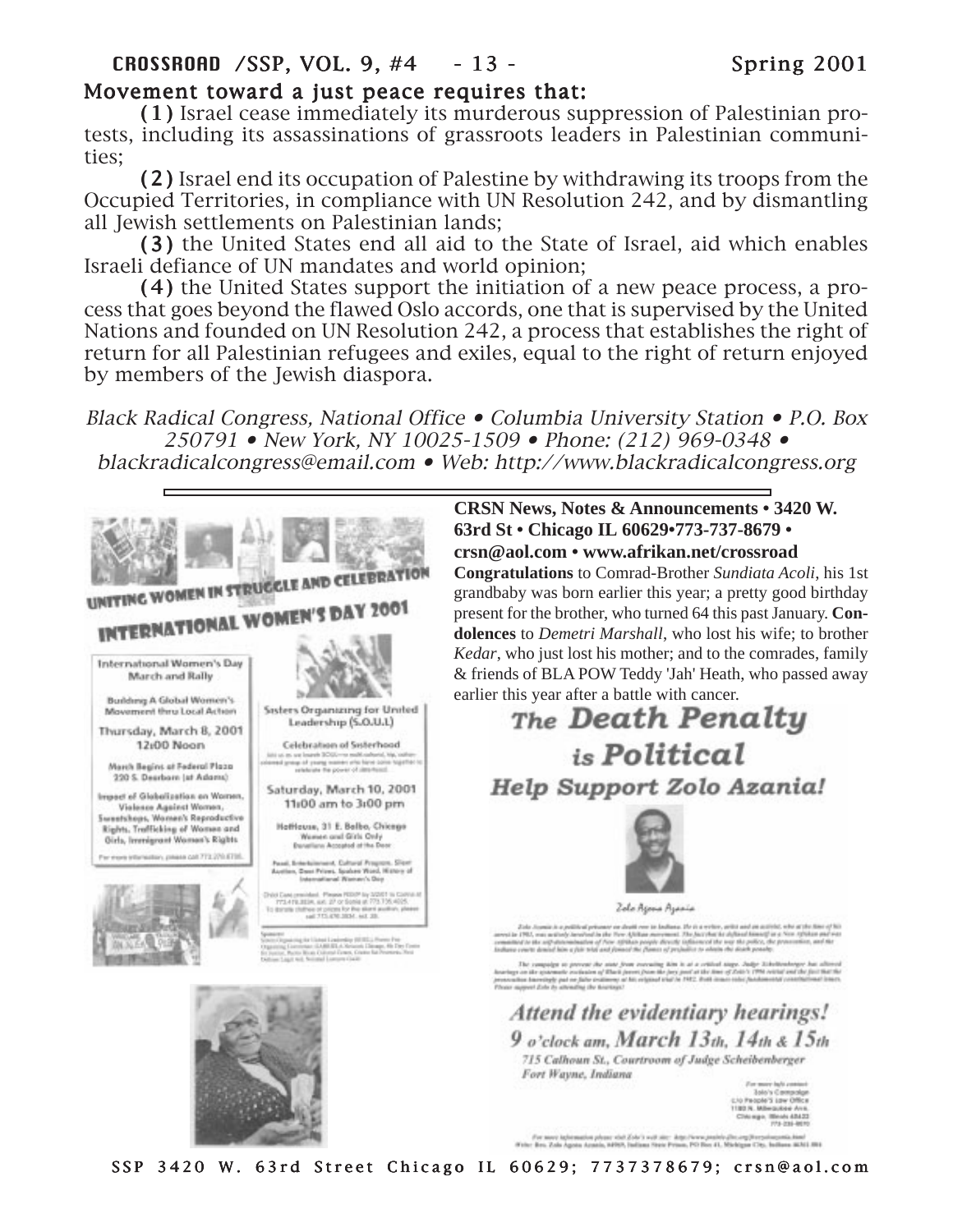## Movement toward a just peace requires that:

**(1)** Israel cease immediately its murderous suppression of Palestinian protests, including its assassinations of grassroots leaders in Palestinian communities;

**(2)** Israel end its occupation of Palestine by withdrawing its troops from the Occupied Territories, in compliance with UN Resolution 242, and by dismantling all Jewish settlements on Palestinian lands;

**(3)** the United States end all aid to the State of Israel, aid which enables Israeli defiance of UN mandates and world opinion;

**(4)** the United States support the initiation of a new peace process, a process that goes beyond the flawed Oslo accords, one that is supervised by the United Nations and founded on UN Resolution 242, a process that establishes the right of return for all Palestinian refugees and exiles, equal to the right of return enjoyed by members of the Jewish diaspora.

*Black Radical Congress, National Office • Columbia University Station • P.O. Box 250791 • New York, NY 10025-1509 • Phone: (212) 969-0348 • blackradicalcongress@email.com • Web: http://www.blackradicalcongress.org*

---

UNITING WOMEN IN STRUGGLE AND CELEBRATION

INTERNATIONAL WOMEN'S DAY 2001

International Women's Day March and Rally

Building A Global Women's Movement thru Local Action

Thursday, March 8, 2001 12:00 Noon

March Begins at Federal Plaza 230 S. Dearborn (at Adams)

Impact of Globalization on Women, Violence Against Women, Sweatshops, Women's Reproductive Rights, Trafficking of Women and Girls, Immigrant Women's Rights

Sisters Organizing for United Leadership (S.O.U.L.)

Celebration of Sisterhood

Saturday, March 10, 2001 11:00 am to 3:00 pm

HotHouse, 31 E. Balbo, Chicago

Women and Girls Only

Donations Accepted at the Door

**CRSN News, Notes & Announcements • 3420 W. 63rd St • Chicago IL 60629•773-737-8679 • crsn@aol.com • www.afrikan.net/crossroad**

**Congratulations** to Comrad-Brother *Sundiata Acoli*, his 1st grandbaby was born earlier this year; a pretty good birthday present for the brother, who turned 64 this past January. **Condolences** to *Demetri Marshall*, who lost his wife; to brother *Kedar*, who just lost his mother; and to the comrades, family & friends of BLA POW Teddy 'Jah' Heath, who passed away earlier this year after a battle with cancer.

# The Death Penalty is Political

## Help Support Zolo Azania!

Zolo Agona Azania

## Attend the evidentiary hearings!

### 9 o'clock am, March 13th, 14th & 15th

715 Calhoun St., Courtroom of Judge Scheibenberger
Fort Wayne, Indiana

SSP 3420 W. 63rd Street Chicago IL 60629; 7737378679; crsn@aol.com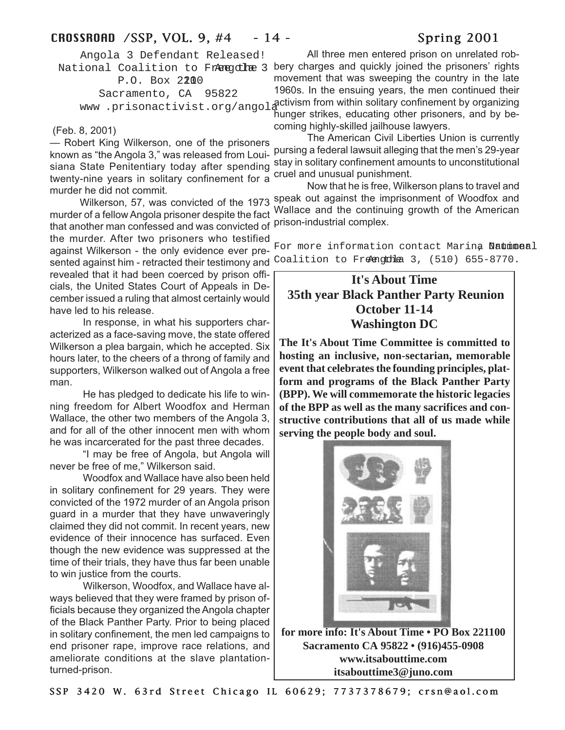Angola 3 Defendant Released!
National Coalition to Free the Angola 3
P.O. Box 2100
Sacramento, CA 95822
www .prisonactivist.org/angola

(Feb. 8, 2001)

— Robert King Wilkerson, one of the prisoners known as "the Angola 3," was released from Louisiana State Penitentiary today after spending twenty-nine years in solitary confinement for a murder he did not commit.

Wilkerson, 57, was convicted of the 1973 murder of a fellow Angola prisoner despite the fact that another man confessed and was convicted of the murder. After two prisoners who testified against Wilkerson - the only evidence ever presented against him - retracted their testimony and revealed that it had been coerced by prison officials, the United States Court of Appeals in December issued a ruling that almost certainly would have led to his release.

In response, in what his supporters characterized as a face-saving move, the state offered Wilkerson a plea bargain, which he accepted. Six hours later, to the cheers of a throng of family and supporters, Wilkerson walked out of Angola a free man.

He has pledged to dedicate his life to winning freedom for Albert Woodfox and Herman Wallace, the other two members of the Angola 3, and for all of the other innocent men with whom he was incarcerated for the past three decades.

"I may be free of Angola, but Angola will never be free of me," Wilkerson said.

Woodfox and Wallace have also been held in solitary confinement for 29 years. They were convicted of the 1972 murder of an Angola prison guard in a murder that they have unwaveringly claimed they did not commit. In recent years, new evidence of their innocence has surfaced. Even though the new evidence was suppressed at the time of their trials, they have thus far been unable to win justice from the courts.

Wilkerson, Woodfox, and Wallace have always believed that they were framed by prison officials because they organized the Angola chapter of the Black Panther Party. Prior to being placed in solitary confinement, the men led campaigns to end prisoner rape, improve race relations, and ameliorate conditions at the slave plantation-turned-prison.

All three men entered prison on unrelated robbery charges and quickly joined the prisoners' rights movement that was sweeping the country in the late 1960s. In the ensuing years, the men continued their activism from within solitary confinement by organizing hunger strikes, educating other prisoners, and by becoming highly-skilled jailhouse lawyers.

The American Civil Liberties Union is currently pursing a federal lawsuit alleging that the men's 29-year stay in solitary confinement amounts to unconstitutional cruel and unusual punishment.

Now that he is free, Wilkerson plans to travel and speak out against the imprisonment of Woodfox and Wallace and the continuing growth of the American prison-industrial complex.

For more information contact Marina, National Coalition to Free the Angola 3, (510) 655-8770.

---

**It's About Time**
**35th year Black Panther Party Reunion**
**October 11-14**
**Washington DC**

**The It's About Time Committee is committed to hosting an inclusive, non-sectarian, memorable event that celebrates the founding principles, platform and programs of the Black Panther Party (BPP). We will commemorate the historic legacies of the BPP as well as the many sacrifices and constructive contributions that all of us made while serving the people body and soul.**

**for more info: It's About Time • PO Box 221100 Sacramento CA 95822 • (916)455-0908 www.itsabouttime.com itsabouttime3@juno.com**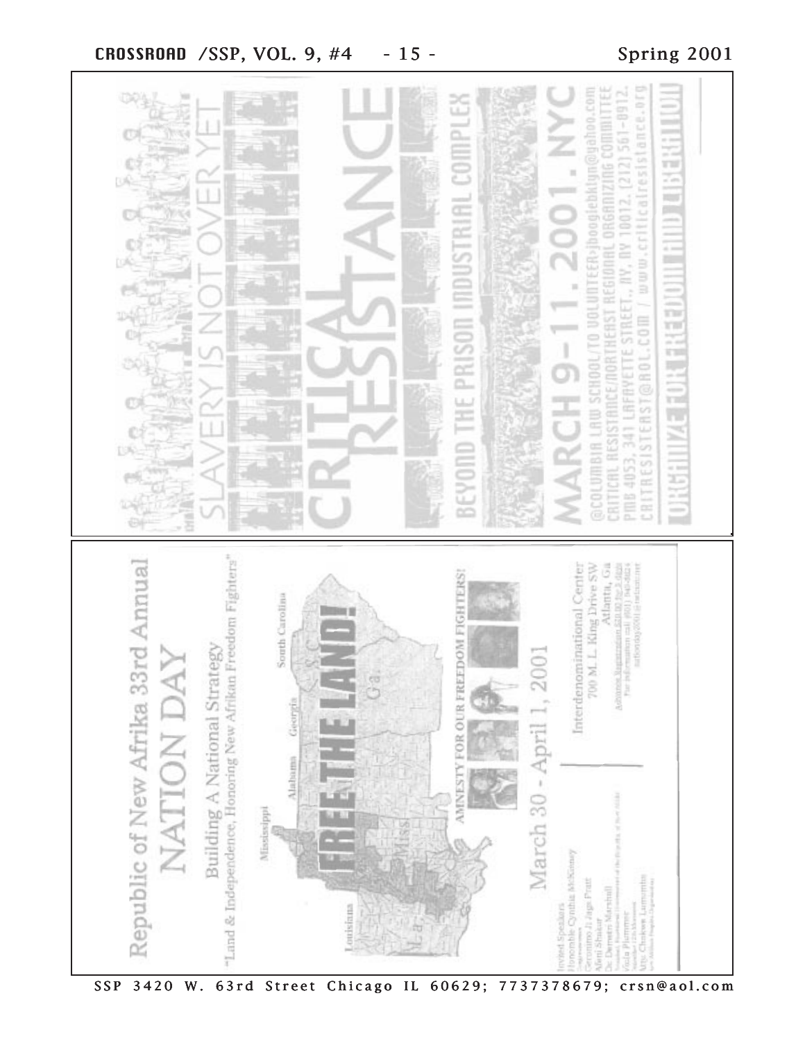## Republic of New Afrika 33rd Annual NATION DAY

Building A National Strategy

"Land & Independence, Honoring New Afrikan Freedom Fighters"

Louisiana · Mississippi · Alabama · Georgia · South Carolina

La. · Miss · Ala · Ga · S.C.

**FREE THE LAND!**

AMNESTY FOR OUR FREEDOM FIGHTERS!

March 30 - April 1, 2001

Invited Speakers
Honorable Cynthia McKinney
Geronimo Ji Jaga Pratt
Afeni Shakur
Dr. Dameon Marshall
Viola Plummer
Atty. Chokwe Lumumba

Interdenominational Center
700 M. L. King Drive SW
Atlanta, Ga

---

## SLAVERY IS NOT OVER YET

# CRITICAL RESISTANCE

### BEYOND THE PRISON INDUSTRIAL COMPLEX

## MARCH 9–11. 2001. NYC

@COLUMBIA LAW SCHOOL/TO VOLUNTEER:jboogiebklyn@yahoo.com
CRITICAL RESISTANCE/NORTHEAST REGIONAL ORGANIZING COMMITTEE
PMB 4053, 341 LAFAYETTE STREET, NY, NY 10012. (212) 561-0912.
CRITRESISTEAST@AOL.COM / www.criticalresistance.org

**ORGANIZE FOR FREEDOM AND LIBERATION**

---

SSP 3420 W. 63rd Street Chicago IL 60629; 7737378679; crsn@aol.com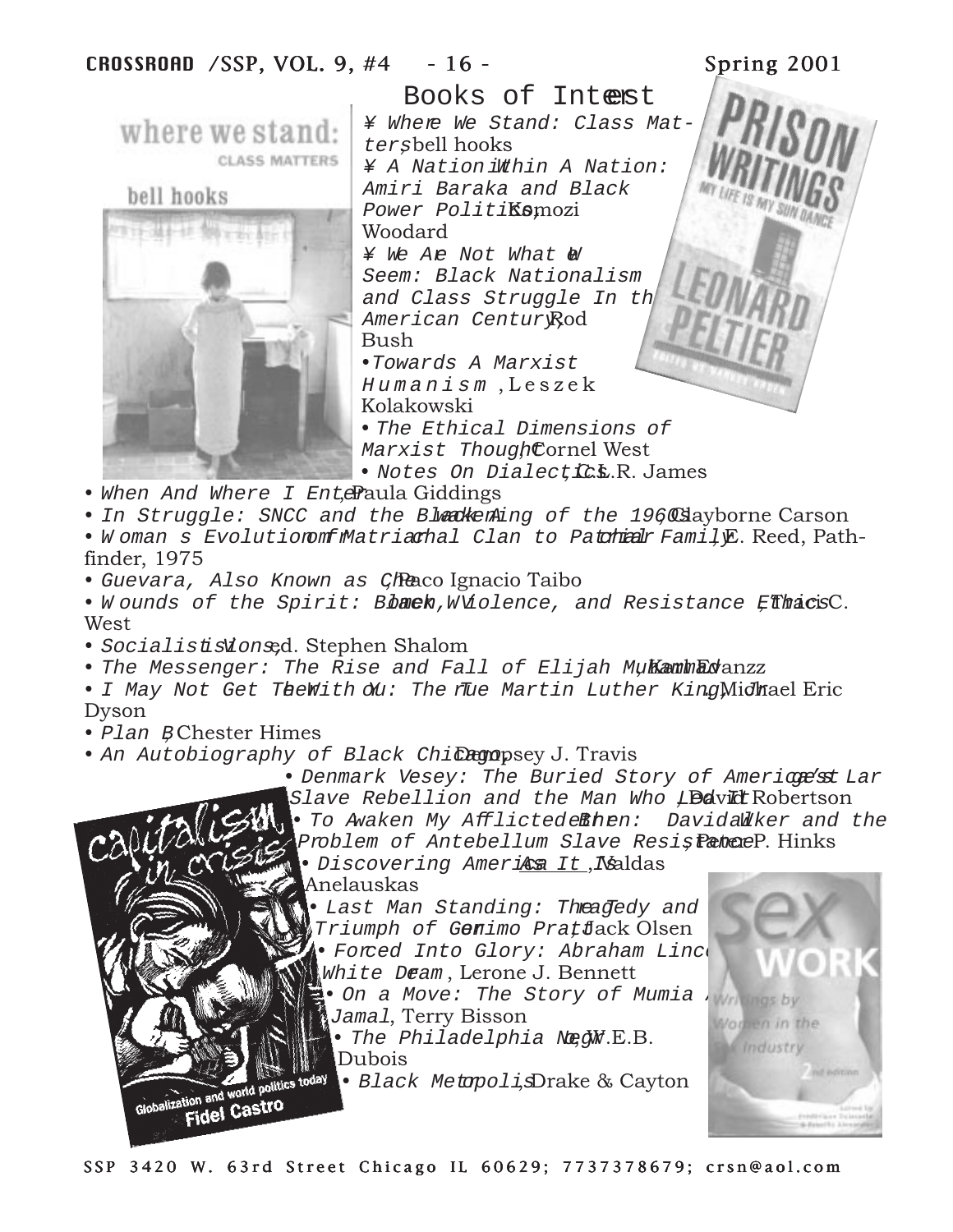# Books of Interest

- *Where We Stand: Class Matters*, bell hooks
- *A Nation Within A Nation: Amiri Baraka and Black Power Politics*, Komozi Woodard
- *We Are Not What We Seem: Black Nationalism and Class Struggle In the American Century*, Rod Bush
- *Towards A Marxist Humanism*, Leszek Kolakowski
- *The Ethical Dimensions of Marxist Thought*, Cornel West
- *Notes On Dialectics*, C.L.R. James
- *When And Where I Enter*, Paula Giddings
- *In Struggle: SNCC and the Black Awakening of the 1960s*, Clayborne Carson
- *Woman's Evolution from Matriarchal Clan to Patriarchal Family*, E. Reed, Pathfinder, 1975
- *Guevara, Also Known as Che*, Paco Ignacio Taibo
- *Wounds of the Spirit: Black Women, Violence, and Resistance Ethics*, Traci C. West
- *Socialist Visions*, ed. Stephen Shalom
- *The Messenger: The Rise and Fall of Elijah Muhammad*, Karl Evanzz
- *I May Not Get There With You: The True Martin Luther King*, Michael Eric Dyson
- *Plan B*, Chester Himes
- *An Autobiography of Black Chicago*, Dempsey J. Travis
- *Denmark Vesey: The Buried Story of America's Largest Slave Rebellion and the Man Who Led It*, David Robertson
- *To Awaken My Afflicted Brethren: David Walker and the Problem of Antebellum Slave Resistance*, Peter P. Hinks
- *Discovering America As It Is*, Valdas Anelauskas
- *Last Man Standing: The Tragedy and Triumph of Geronimo Pratt*, Jack Olsen
- *Forced Into Glory: Abraham Lincoln's White Dream*, Lerone J. Bennett
- *On a Move: The Story of Mumia Abu-Jamal*, Terry Bisson
- *The Philadelphia Negro*, W.E.B. Dubois
- *Black Metropolis*, Drake & Cayton

SSP 3420 W. 63rd Street Chicago IL 60629; 7737378679; crsn@aol.com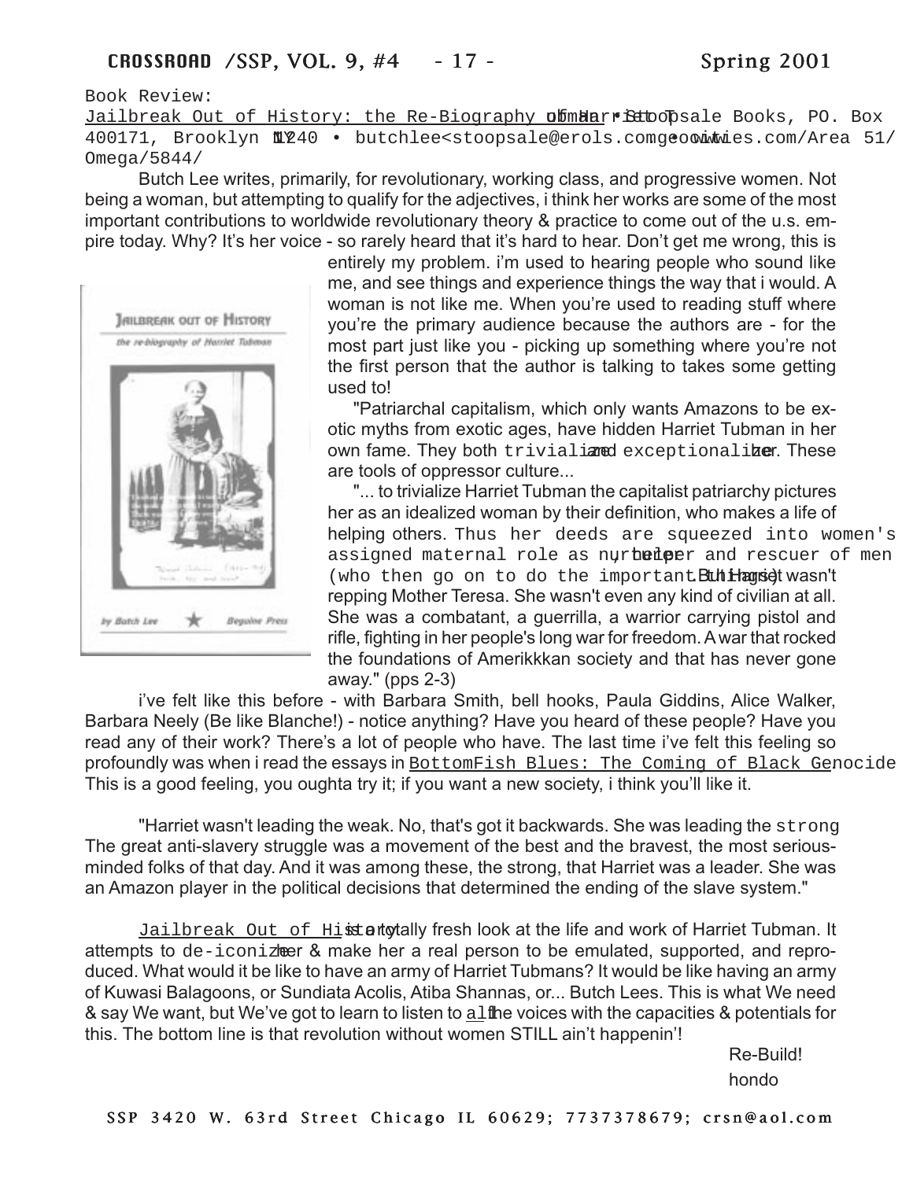Book Review:

Jailbreak Out of History: the Re-Biography of Harriet Tubman • Stoopsale Books, PO. Box 400171, Brooklyn NY 11240 • butchlee<stoopsale@erols.com • geocities.com/Area 51/Omega/5844/

Butch Lee writes, primarily, for revolutionary, working class, and progressive women. Not being a woman, but attempting to qualify for the adjectives, i think her works are some of the most important contributions to worldwide revolutionary theory & practice to come out of the u.s. empire today. Why? It's her voice - so rarely heard that it's hard to hear. Don't get me wrong, this is entirely my problem. i'm used to hearing people who sound like me, and see things and experience things the way that i would. A woman is not like me. When you're used to reading stuff where you're the primary audience because the authors are - for the most part just like you - picking up something where you're not the first person that the author is talking to takes some getting used to!

"Patriarchal capitalism, which only wants Amazons to be exotic myths from exotic ages, have hidden Harriet Tubman in her own fame. They both trivialized and exceptionalize her. These are tools of oppressor culture...

"... to trivialize Harriet Tubman the capitalist patriarchy pictures her as an idealized woman by their definition, who makes a life of helping others. Thus her deeds are squeezed into women's assigned maternal role as nurturer, helper and rescuer of men (who then go on to do the important things). But Harriet wasn't repping Mother Teresa. She wasn't even any kind of civilian at all. She was a combatant, a guerrilla, a warrior carrying pistol and rifle, fighting in her people's long war for freedom. A war that rocked the foundations of Amerikkkan society and that has never gone away." (pps 2-3)

i've felt like this before - with Barbara Smith, bell hooks, Paula Giddins, Alice Walker, Barbara Neely (Be like Blanche!) - notice anything? Have you heard of these people? Have you read any of their work? There's a lot of people who have. The last time i've felt this feeling so profoundly was when i read the essays in BottomFish Blues: The Coming of Black Genocide. This is a good feeling, you oughta try it; if you want a new society, i think you'll like it.

"Harriet wasn't leading the weak. No, that's got it backwards. She was leading the strong. The great anti-slavery struggle was a movement of the best and the bravest, the most serious-minded folks of that day. And it was among these, the strong, that Harriet was a leader. She was an Amazon player in the political decisions that determined the ending of the slave system."

Jailbreak Out of History is a totally fresh look at the life and work of Harriet Tubman. It attempts to de-iconize her & make her a real person to be emulated, supported, and reproduced. What would it be like to have an army of Harriet Tubmans? It would be like having an army of Kuwasi Balagoons, or Sundiata Acolis, Atiba Shannas, or... Butch Lees. This is what We need & say We want, but We've got to learn to listen to all the voices with the capacities & potentials for this. The bottom line is that revolution without women STILL ain't happenin'!

Re-Build!
hondo

SSP 3420 W. 63rd Street Chicago IL 60629; 7737378679; crsn@aol.com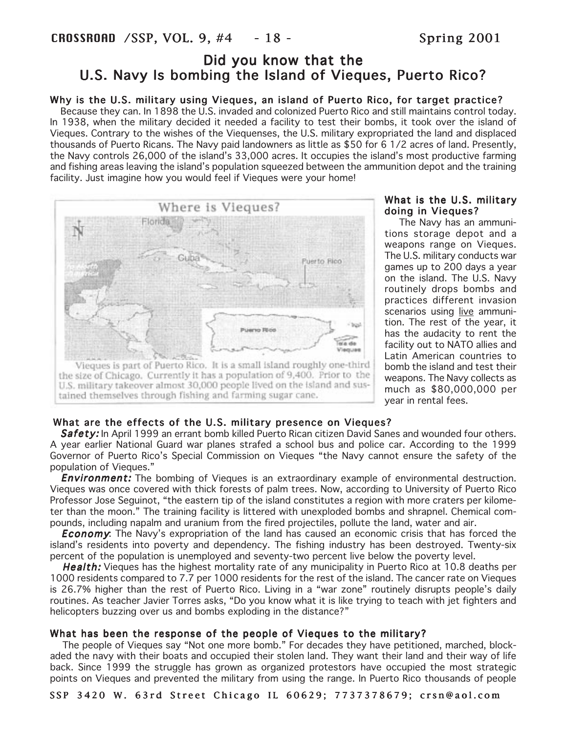# Did you know that the U.S. Navy Is bombing the Island of Vieques, Puerto Rico?

### Why is the U.S. military using Vieques, an island of Puerto Rico, for target practice?

Because they can. In 1898 the U.S. invaded and colonized Puerto Rico and still maintains control today. In 1938, when the military decided it needed a facility to test their bombs, it took over the island of Vieques. Contrary to the wishes of the Viequenses, the U.S. military expropriated the land and displaced thousands of Puerto Ricans. The Navy paid landowners as little as $50 for 6 1/2 acres of land. Presently, the Navy controls 26,000 of the island's 33,000 acres. It occupies the island's most productive farming and fishing areas leaving the island's population squeezed between the ammunition depot and the training facility. Just imagine how you would feel if Vieques were your home!

**Where is Vieques?**

Vieques is part of Puerto Rico. It is a small island roughly one-third the size of Chicago. Currently it has a population of 9,400. Prior to the U.S. military takeover almost 30,000 people lived on the island and sustained themselves through fishing and farming sugar cane.

### What is the U.S. military doing in Vieques?

The Navy has an ammunitions storage depot and a weapons range on Vieques. The U.S. military conducts war games up to 200 days a year on the island. The U.S. Navy routinely drops bombs and practices different invasion scenarios using live ammunition. The rest of the year, it has the audacity to rent the facility out to NATO allies and Latin American countries to bomb the island and test their weapons. The Navy collects as much as $80,000,000 per year in rental fees.

### What are the effects of the U.S. military presence on Vieques?

***Safety:*** In April 1999 an errant bomb killed Puerto Rican citizen David Sanes and wounded four others. A year earlier National Guard war planes strafed a school bus and police car. According to the 1999 Governor of Puerto Rico's Special Commission on Vieques "the Navy cannot ensure the safety of the population of Vieques."

***Environment:*** The bombing of Vieques is an extraordinary example of environmental destruction. Vieques was once covered with thick forests of palm trees. Now, according to University of Puerto Rico Professor Jose Seguinot, "the eastern tip of the island constitutes a region with more craters per kilometer than the moon." The training facility is littered with unexploded bombs and shrapnel. Chemical compounds, including napalm and uranium from the fired projectiles, pollute the land, water and air.

***Economy***: The Navy's expropriation of the land has caused an economic crisis that has forced the island's residents into poverty and dependency. The fishing industry has been destroyed. Twenty-six percent of the population is unemployed and seventy-two percent live below the poverty level.

***Health:*** Vieques has the highest mortality rate of any municipality in Puerto Rico at 10.8 deaths per 1000 residents compared to 7.7 per 1000 residents for the rest of the island. The cancer rate on Vieques is 26.7% higher than the rest of Puerto Rico. Living in a "war zone" routinely disrupts people's daily routines. As teacher Javier Torres asks, "Do you know what it is like trying to teach with jet fighters and helicopters buzzing over us and bombs exploding in the distance?"

### What has been the response of the people of Vieques to the military?

The people of Vieques say "Not one more bomb." For decades they have petitioned, marched, blockaded the navy with their boats and occupied their stolen land. They want their land and their way of life back. Since 1999 the struggle has grown as organized protestors have occupied the most strategic points on Vieques and prevented the military from using the range. In Puerto Rico thousands of people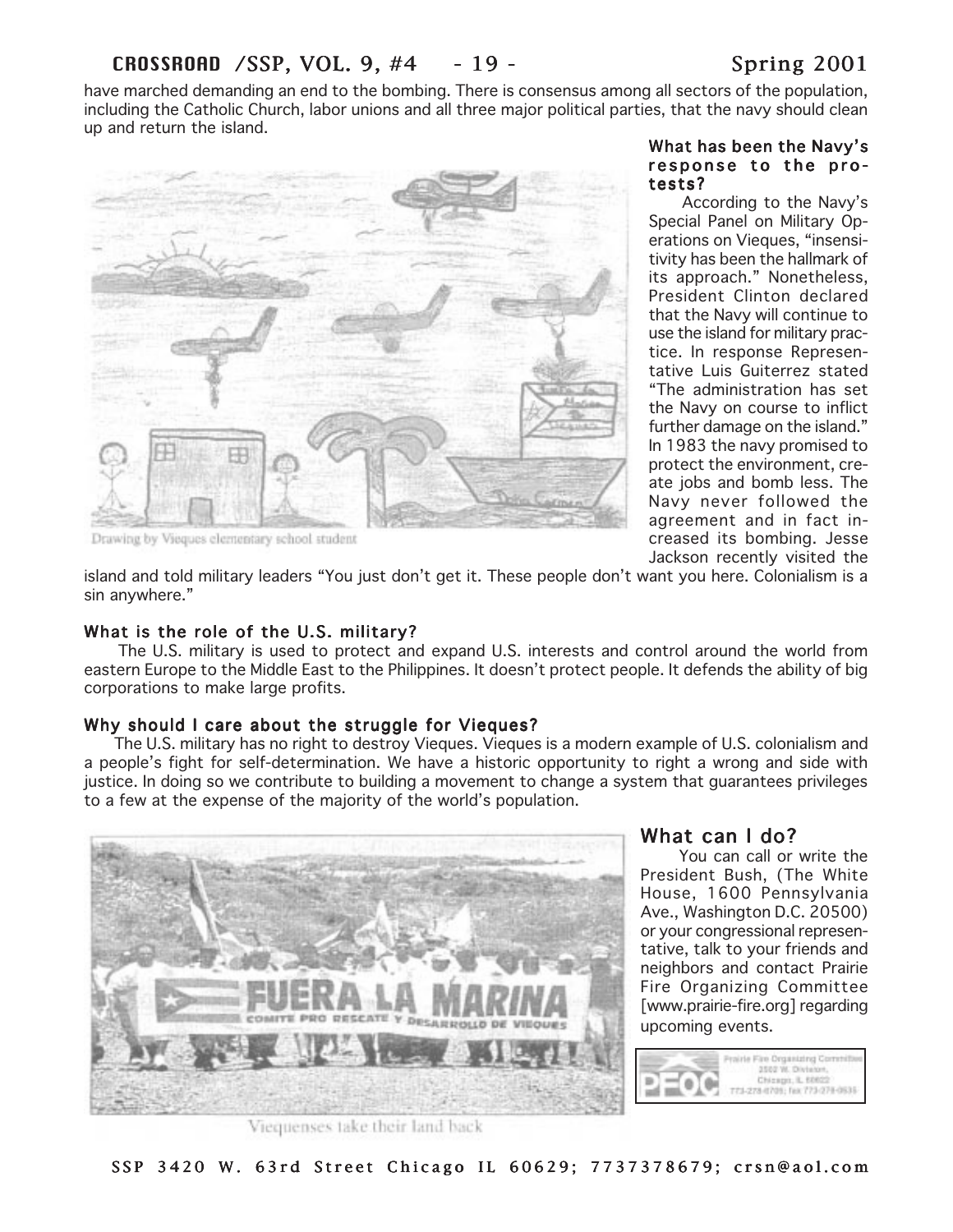have marched demanding an end to the bombing. There is consensus among all sectors of the population, including the Catholic Church, labor unions and all three major political parties, that the navy should clean up and return the island.

Drawing by Vieques elementary school student

### What has been the Navy's response to the protests?

According to the Navy's Special Panel on Military Operations on Vieques, "insensitivity has been the hallmark of its approach." Nonetheless, President Clinton declared that the Navy will continue to use the island for military practice. In response Representative Luis Guiterrez stated "The administration has set the Navy on course to inflict further damage on the island." In 1983 the navy promised to protect the environment, create jobs and bomb less. The Navy never followed the agreement and in fact increased its bombing. Jesse Jackson recently visited the island and told military leaders "You just don't get it. These people don't want you here. Colonialism is a sin anywhere."

### What is the role of the U.S. military?

The U.S. military is used to protect and expand U.S. interests and control around the world from eastern Europe to the Middle East to the Philippines. It doesn't protect people. It defends the ability of big corporations to make large profits.

### Why should I care about the struggle for Vieques?

The U.S. military has no right to destroy Vieques. Vieques is a modern example of U.S. colonialism and a people's fight for self-determination. We have a historic opportunity to right a wrong and side with justice. In doing so we contribute to building a movement to change a system that guarantees privileges to a few at the expense of the majority of the world's population.

Viequenses take their land back

## What can I do?

You can call or write the President Bush, (The White House, 1600 Pennsylvania Ave., Washington D.C. 20500) or your congressional representative, talk to your friends and neighbors and contact Prairie Fire Organizing Committee [www.prairie-fire.org] regarding upcoming events.

SSP 3420 W. 63rd Street Chicago IL 60629; 7737378679; crsn@aol.com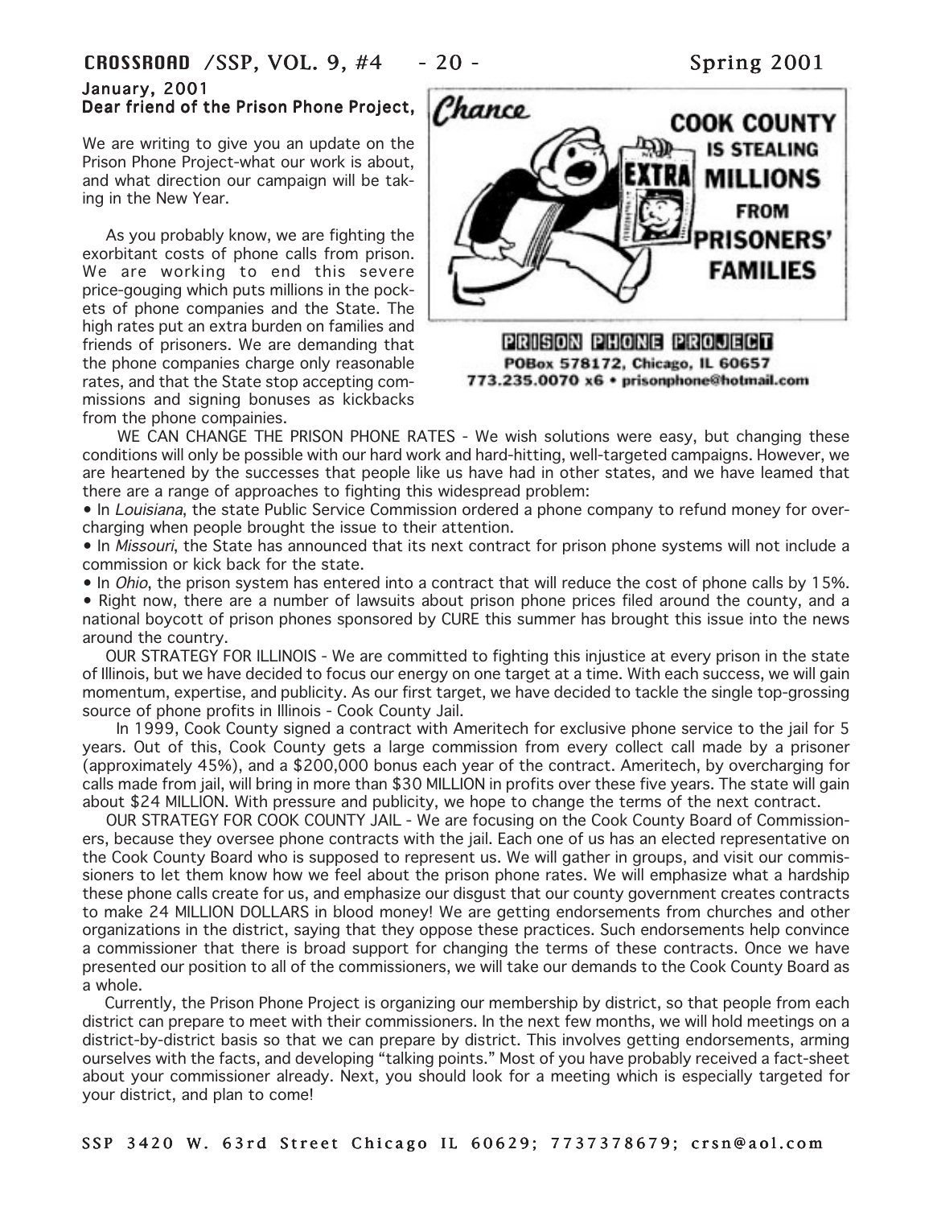January, 2001
**Dear friend of the Prison Phone Project,**

We are writing to give you an update on the Prison Phone Project-what our work is about, and what direction our campaign will be taking in the New Year.

As you probably know, we are fighting the exorbitant costs of phone calls from prison. We are working to end this severe price-gouging which puts millions in the pockets of phone companies and the State. The high rates put an extra burden on families and friends of prisoners. We are demanding that the phone companies charge only reasonable rates, and that the State stop accepting commissions and signing bonuses as kickbacks from the phone compainies.

Chance

**COOK COUNTY IS STEALING MILLIONS FROM PRISONERS' FAMILIES**

EXTRA

**PRISON PHONE PROJECT**
**POBox 578172, Chicago, IL 60657**
**773.235.0070 x6 • prisonphone@hotmail.com**

WE CAN CHANGE THE PRISON PHONE RATES - We wish solutions were easy, but changing these conditions will only be possible with our hard work and hard-hitting, well-targeted campaigns. However, we are heartened by the successes that people like us have had in other states, and we have leamed that there are a range of approaches to fighting this widespread problem:

- In *Louisiana*, the state Public Service Commission ordered a phone company to refund money for overcharging when people brought the issue to their attention.
- In *Missouri*, the State has announced that its next contract for prison phone systems will not include a commission or kick back for the state.
- In *Ohio*, the prison system has entered into a contract that will reduce the cost of phone calls by 15%.
- Right now, there are a number of lawsuits about prison phone prices filed around the county, and a national boycott of prison phones sponsored by CURE this summer has brought this issue into the news around the country.

OUR STRATEGY FOR ILLINOIS - We are committed to fighting this injustice at every prison in the state of Illinois, but we have decided to focus our energy on one target at a time. With each success, we will gain momentum, expertise, and publicity. As our first target, we have decided to tackle the single top-grossing source of phone profits in Illinois - Cook County Jail.

In 1999, Cook County signed a contract with Ameritech for exclusive phone service to the jail for 5 years. Out of this, Cook County gets a large commission from every collect call made by a prisoner (approximately 45%), and a $200,000 bonus each year of the contract. Ameritech, by overcharging for calls made from jail, will bring in more than $30 MILLION in profits over these five years. The state will gain about $24 MILLION. With pressure and publicity, we hope to change the terms of the next contract.

OUR STRATEGY FOR COOK COUNTY JAIL - We are focusing on the Cook County Board of Commissioners, because they oversee phone contracts with the jail. Each one of us has an elected representative on the Cook County Board who is supposed to represent us. We will gather in groups, and visit our commissioners to let them know how we feel about the prison phone rates. We will emphasize what a hardship these phone calls create for us, and emphasize our disgust that our county government creates contracts to make 24 MILLION DOLLARS in blood money! We are getting endorsements from churches and other organizations in the district, saying that they oppose these practices. Such endorsements help convince a commissioner that there is broad support for changing the terms of these contracts. Once we have presented our position to all of the commissioners, we will take our demands to the Cook County Board as a whole.

Currently, the Prison Phone Project is organizing our membership by district, so that people from each district can prepare to meet with their commissioners. In the next few months, we will hold meetings on a district-by-district basis so that we can prepare by district. This involves getting endorsements, arming ourselves with the facts, and developing "talking points." Most of you have probably received a fact-sheet about your commissioner already. Next, you should look for a meeting which is especially targeted for your district, and plan to come!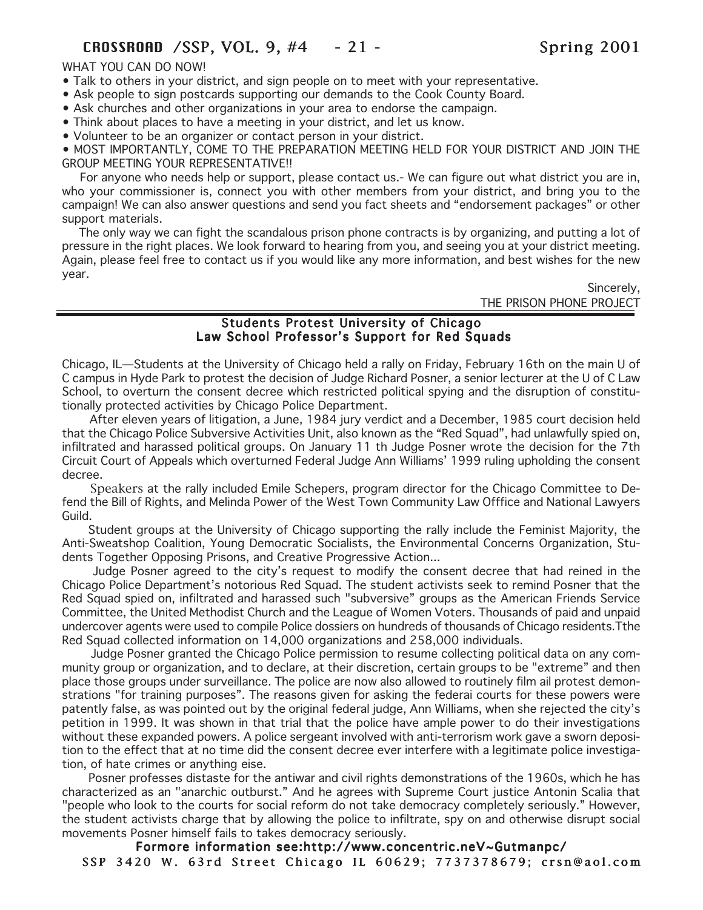WHAT YOU CAN DO NOW!

- Talk to others in your district, and sign people on to meet with your representative.
- Ask people to sign postcards supporting our demands to the Cook County Board.
- Ask churches and other organizations in your area to endorse the campaign.
- Think about places to have a meeting in your district, and let us know.
- Volunteer to be an organizer or contact person in your district.
- MOST IMPORTANTLY, COME TO THE PREPARATION MEETING HELD FOR YOUR DISTRICT AND JOIN THE GROUP MEETING YOUR REPRESENTATIVE!!

For anyone who needs help or support, please contact us.- We can figure out what district you are in, who your commissioner is, connect you with other members from your district, and bring you to the campaign! We can also answer questions and send you fact sheets and "endorsement packages" or other support materials.

The only way we can fight the scandalous prison phone contracts is by organizing, and putting a lot of pressure in the right places. We look forward to hearing from you, and seeing you at your district meeting. Again, please feel free to contact us if you would like any more information, and best wishes for the new year.

Sincerely,
THE PRISON PHONE PROJECT

---

## Students Protest University of Chicago Law School Professor's Support for Red Squads

Chicago, IL—Students at the University of Chicago held a rally on Friday, February 16th on the main U of C campus in Hyde Park to protest the decision of Judge Richard Posner, a senior lecturer at the U of C Law School, to overturn the consent decree which restricted political spying and the disruption of constitutionally protected activities by Chicago Police Department.

After eleven years of litigation, a June, 1984 jury verdict and a December, 1985 court decision held that the Chicago Police Subversive Activities Unit, also known as the "Red Squad", had unlawfully spied on, infiltrated and harassed political groups. On January 11 th Judge Posner wrote the decision for the 7th Circuit Court of Appeals which overturned Federal Judge Ann Williams' 1999 ruling upholding the consent decree.

Speakers at the rally included Emile Schepers, program director for the Chicago Committee to Defend the Bill of Rights, and Melinda Power of the West Town Community Law Offfice and National Lawyers Guild.

Student groups at the University of Chicago supporting the rally include the Feminist Majority, the Anti-Sweatshop Coalition, Young Democratic Socialists, the Environmental Concerns Organization, Students Together Opposing Prisons, and Creative Progressive Action...

Judge Posner agreed to the city's request to modify the consent decree that had reined in the Chicago Police Department's notorious Red Squad. The student activists seek to remind Posner that the Red Squad spied on, infiltrated and harassed such "subversive" groups as the American Friends Service Committee, the United Methodist Church and the League of Women Voters. Thousands of paid and unpaid undercover agents were used to compile Police dossiers on hundreds of thousands of Chicago residents.Tthe Red Squad collected information on 14,000 organizations and 258,000 individuals.

Judge Posner granted the Chicago Police permission to resume collecting political data on any community group or organization, and to declare, at their discretion, certain groups to be "extreme" and then place those groups under surveillance. The police are now also allowed to routinely film ail protest demonstrations "for training purposes". The reasons given for asking the federai courts for these powers were patently false, as was pointed out by the original federal judge, Ann Williams, when she rejected the city's petition in 1999. It was shown in that trial that the police have ample power to do their investigations without these expanded powers. A police sergeant involved with anti-terrorism work gave a sworn deposition to the effect that at no time did the consent decree ever interfere with a legitimate police investigation, of hate crimes or anything eise.

Posner professes distaste for the antiwar and civil rights demonstrations of the 1960s, which he has characterized as an "anarchic outburst." And he agrees with Supreme Court justice Antonin Scalia that "people who look to the courts for social reform do not take democracy completely seriously." However, the student activists charge that by allowing the police to infiltrate, spy on and otherwise disrupt social movements Posner himself fails to takes democracy seriously.

**Formore information see:http://www.concentric.neV~Gutmanpc/**

SSP 3420 W. 63rd Street Chicago IL 60629; 7737378679; crsn@aol.com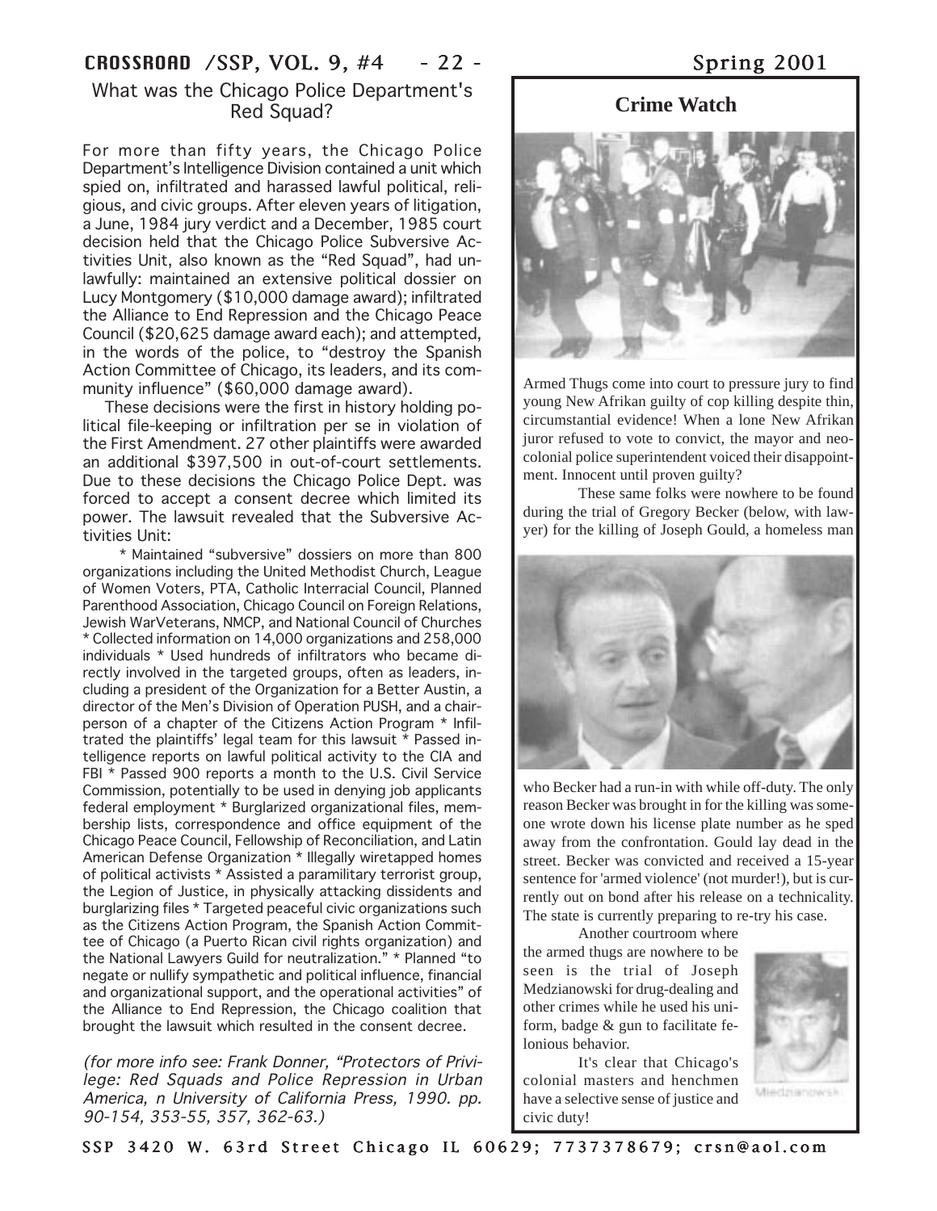## What was the Chicago Police Department's Red Squad?

For more than fifty years, the Chicago Police Department's Intelligence Division contained a unit which spied on, infiltrated and harassed lawful political, religious, and civic groups. After eleven years of litigation, a June, 1984 jury verdict and a December, 1985 court decision held that the Chicago Police Subversive Activities Unit, also known as the "Red Squad", had unlawfully: maintained an extensive political dossier on Lucy Montgomery ($10,000 damage award); infiltrated the Alliance to End Repression and the Chicago Peace Council ($20,625 damage award each); and attempted, in the words of the police, to "destroy the Spanish Action Committee of Chicago, its leaders, and its community influence" ($60,000 damage award).

These decisions were the first in history holding political file-keeping or infiltration per se in violation of the First Amendment. 27 other plaintiffs were awarded an additional $397,500 in out-of-court settlements. Due to these decisions the Chicago Police Dept. was forced to accept a consent decree which limited its power. The lawsuit revealed that the Subversive Activities Unit:

* Maintained "subversive" dossiers on more than 800 organizations including the United Methodist Church, League of Women Voters, PTA, Catholic Interracial Council, Planned Parenthood Association, Chicago Council on Foreign Relations, Jewish WarVeterans, NMCP, and National Council of Churches * Collected information on 14,000 organizations and 258,000 individuals * Used hundreds of infiltrators who became directly involved in the targeted groups, often as leaders, including a president of the Organization for a Better Austin, a director of the Men's Division of Operation PUSH, and a chairperson of a chapter of the Citizens Action Program * Infiltrated the plaintiffs' legal team for this lawsuit * Passed intelligence reports on lawful political activity to the CIA and FBI * Passed 900 reports a month to the U.S. Civil Service Commission, potentially to be used in denying job applicants federal employment * Burglarized organizational files, membership lists, correspondence and office equipment of the Chicago Peace Council, Fellowship of Reconciliation, and Latin American Defense Organization * Illegally wiretapped homes of political activists * Assisted a paramilitary terrorist group, the Legion of Justice, in physically attacking dissidents and burglarizing files * Targeted peaceful civic organizations such as the Citizens Action Program, the Spanish Action Committee of Chicago (a Puerto Rican civil rights organization) and the National Lawyers Guild for neutralization." * Planned "to negate or nullify sympathetic and political influence, financial and organizational support, and the operational activities" of the Alliance to End Repression, the Chicago coalition that brought the lawsuit which resulted in the consent decree.

*(for more info see: Frank Donner, "Protectors of Privilege: Red Squads and Police Repression in Urban America, n University of California Press, 1990. pp. 90-154, 353-55, 357, 362-63.)*

## Crime Watch

Armed Thugs come into court to pressure jury to find young New Afrikan guilty of cop killing despite thin, circumstantial evidence! When a lone New Afrikan juror refused to vote to convict, the mayor and neocolonial police superintendent voiced their disappointment. Innocent until proven guilty?

These same folks were nowhere to be found during the trial of Gregory Becker (below, with lawyer) for the killing of Joseph Gould, a homeless man who Becker had a run-in with while off-duty. The only reason Becker was brought in for the killing was someone wrote down his license plate number as he sped away from the confrontation. Gould lay dead in the street. Becker was convicted and received a 15-year sentence for 'armed violence' (not murder!), but is currently out on bond after his release on a technicality. The state is currently preparing to re-try his case.

Another courtroom where the armed thugs are nowhere to be seen is the trial of Joseph Medzianowski for drug-dealing and other crimes while he used his uniform, badge & gun to facilitate felonious behavior.

Miedzianowski

It's clear that Chicago's colonial masters and henchmen have a selective sense of justice and civic duty!

SSP 3420 W. 63rd Street Chicago IL 60629; 7737378679; crsn@aol.com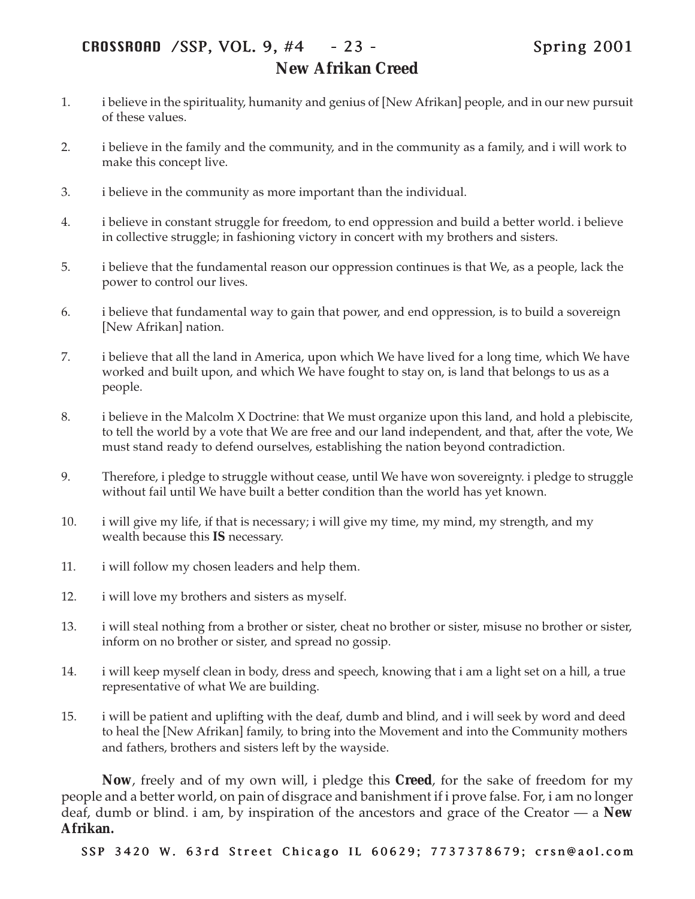# New Afrikan Creed

1. i believe in the spirituality, humanity and genius of [New Afrikan] people, and in our new pursuit of these values.

2. i believe in the family and the community, and in the community as a family, and i will work to make this concept live.

3. i believe in the community as more important than the individual.

4. i believe in constant struggle for freedom, to end oppression and build a better world. i believe in collective struggle; in fashioning victory in concert with my brothers and sisters.

5. i believe that the fundamental reason our oppression continues is that We, as a people, lack the power to control our lives.

6. i believe that fundamental way to gain that power, and end oppression, is to build a sovereign [New Afrikan] nation.

7. i believe that all the land in America, upon which We have lived for a long time, which We have worked and built upon, and which We have fought to stay on, is land that belongs to us as a people.

8. i believe in the Malcolm X Doctrine: that We must organize upon this land, and hold a plebiscite, to tell the world by a vote that We are free and our land independent, and that, after the vote, We must stand ready to defend ourselves, establishing the nation beyond contradiction.

9. Therefore, i pledge to struggle without cease, until We have won sovereignty. i pledge to struggle without fail until We have built a better condition than the world has yet known.

10. i will give my life, if that is necessary; i will give my time, my mind, my strength, and my wealth because this **IS** necessary.

11. i will follow my chosen leaders and help them.

12. i will love my brothers and sisters as myself.

13. i will steal nothing from a brother or sister, cheat no brother or sister, misuse no brother or sister, inform on no brother or sister, and spread no gossip.

14. i will keep myself clean in body, dress and speech, knowing that i am a light set on a hill, a true representative of what We are building.

15. i will be patient and uplifting with the deaf, dumb and blind, and i will seek by word and deed to heal the [New Afrikan] family, to bring into the Movement and into the Community mothers and fathers, brothers and sisters left by the wayside.

**Now**, freely and of my own will, i pledge this **Creed**, for the sake of freedom for my people and a better world, on pain of disgrace and banishment if i prove false. For, i am no longer deaf, dumb or blind. i am, by inspiration of the ancestors and grace of the Creator — a **New Afrikan.**

SSP 3420 W. 63rd Street Chicago IL 60629; 7737378679; crsn@aol.com